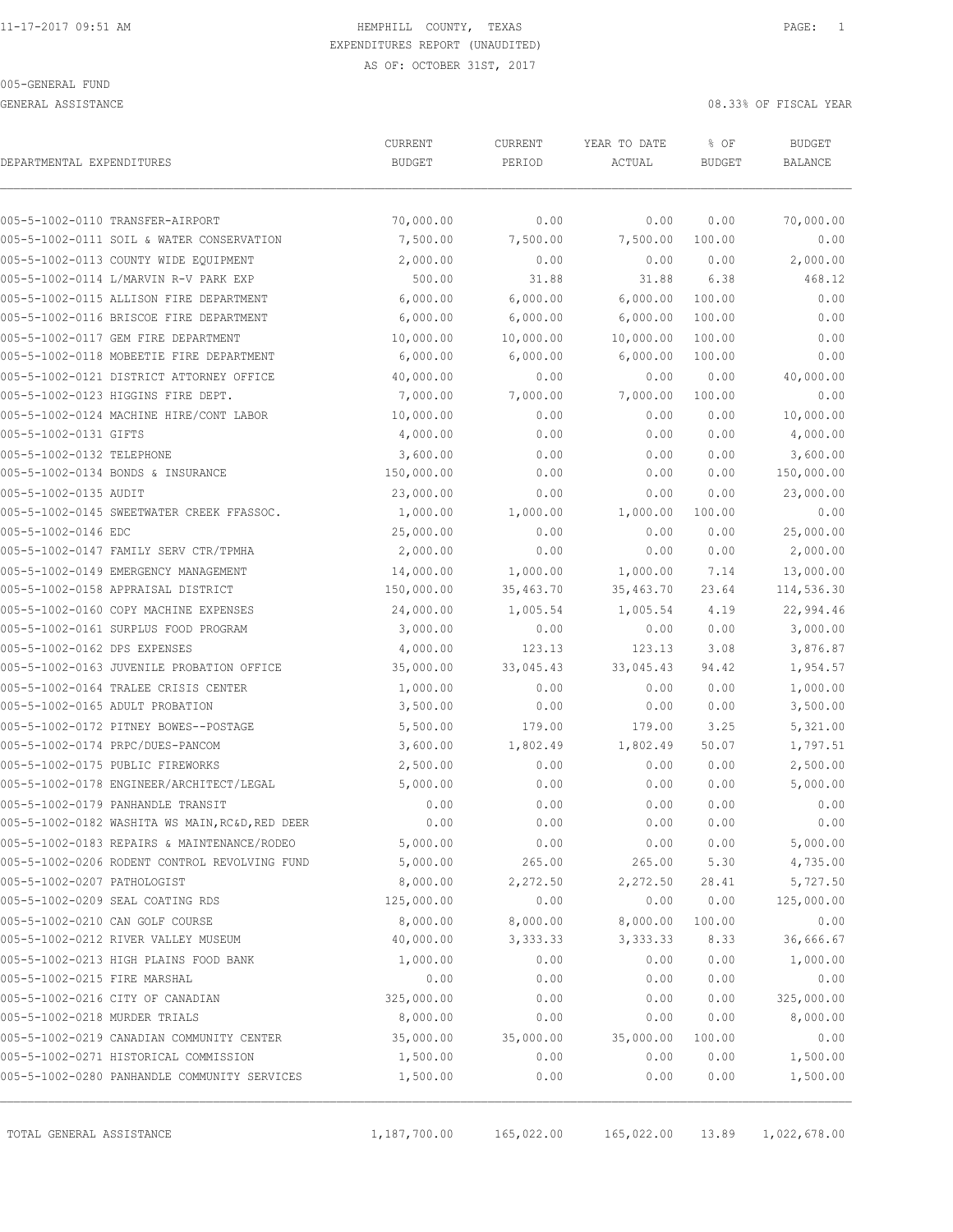HEMPHILL COUNTY, TEXAS

EXPENDITURES REPORT (UNAUDITED)

AS OF: OCTOBER 31ST, 2017

005-GENERAL FUND

GENERAL ASSISTANCE

08.33% OF FISCAL YEAR

| DEPARTMENTAL EXPENDITURES | CURRENT BUDGET | CURRENT PERIOD | YEAR TO DATE ACTUAL | % OF BUDGET | BUDGET BALANCE |
|---|---|---|---|---|---|
| 005-5-1002-0110 TRANSFER-AIRPORT | 70,000.00 | 0.00 | 0.00 | 0.00 | 70,000.00 |
| 005-5-1002-0111 SOIL & WATER CONSERVATION | 7,500.00 | 7,500.00 | 7,500.00 | 100.00 | 0.00 |
| 005-5-1002-0113 COUNTY WIDE EQUIPMENT | 2,000.00 | 0.00 | 0.00 | 0.00 | 2,000.00 |
| 005-5-1002-0114 L/MARVIN R-V PARK EXP | 500.00 | 31.88 | 31.88 | 6.38 | 468.12 |
| 005-5-1002-0115 ALLISON FIRE DEPARTMENT | 6,000.00 | 6,000.00 | 6,000.00 | 100.00 | 0.00 |
| 005-5-1002-0116 BRISCOE FIRE DEPARTMENT | 6,000.00 | 6,000.00 | 6,000.00 | 100.00 | 0.00 |
| 005-5-1002-0117 GEM FIRE DEPARTMENT | 10,000.00 | 10,000.00 | 10,000.00 | 100.00 | 0.00 |
| 005-5-1002-0118 MOBEETIE FIRE DEPARTMENT | 6,000.00 | 6,000.00 | 6,000.00 | 100.00 | 0.00 |
| 005-5-1002-0121 DISTRICT ATTORNEY OFFICE | 40,000.00 | 0.00 | 0.00 | 0.00 | 40,000.00 |
| 005-5-1002-0123 HIGGINS FIRE DEPT. | 7,000.00 | 7,000.00 | 7,000.00 | 100.00 | 0.00 |
| 005-5-1002-0124 MACHINE HIRE/CONT LABOR | 10,000.00 | 0.00 | 0.00 | 0.00 | 10,000.00 |
| 005-5-1002-0131 GIFTS | 4,000.00 | 0.00 | 0.00 | 0.00 | 4,000.00 |
| 005-5-1002-0132 TELEPHONE | 3,600.00 | 0.00 | 0.00 | 0.00 | 3,600.00 |
| 005-5-1002-0134 BONDS & INSURANCE | 150,000.00 | 0.00 | 0.00 | 0.00 | 150,000.00 |
| 005-5-1002-0135 AUDIT | 23,000.00 | 0.00 | 0.00 | 0.00 | 23,000.00 |
| 005-5-1002-0145 SWEETWATER CREEK FFASSOC. | 1,000.00 | 1,000.00 | 1,000.00 | 100.00 | 0.00 |
| 005-5-1002-0146 EDC | 25,000.00 | 0.00 | 0.00 | 0.00 | 25,000.00 |
| 005-5-1002-0147 FAMILY SERV CTR/TPMHA | 2,000.00 | 0.00 | 0.00 | 0.00 | 2,000.00 |
| 005-5-1002-0149 EMERGENCY MANAGEMENT | 14,000.00 | 1,000.00 | 1,000.00 | 7.14 | 13,000.00 |
| 005-5-1002-0158 APPRAISAL DISTRICT | 150,000.00 | 35,463.70 | 35,463.70 | 23.64 | 114,536.30 |
| 005-5-1002-0160 COPY MACHINE EXPENSES | 24,000.00 | 1,005.54 | 1,005.54 | 4.19 | 22,994.46 |
| 005-5-1002-0161 SURPLUS FOOD PROGRAM | 3,000.00 | 0.00 | 0.00 | 0.00 | 3,000.00 |
| 005-5-1002-0162 DPS EXPENSES | 4,000.00 | 123.13 | 123.13 | 3.08 | 3,876.87 |
| 005-5-1002-0163 JUVENILE PROBATION OFFICE | 35,000.00 | 33,045.43 | 33,045.43 | 94.42 | 1,954.57 |
| 005-5-1002-0164 TRALEE CRISIS CENTER | 1,000.00 | 0.00 | 0.00 | 0.00 | 1,000.00 |
| 005-5-1002-0165 ADULT PROBATION | 3,500.00 | 0.00 | 0.00 | 0.00 | 3,500.00 |
| 005-5-1002-0172 PITNEY BOWES--POSTAGE | 5,500.00 | 179.00 | 179.00 | 3.25 | 5,321.00 |
| 005-5-1002-0174 PRPC/DUES-PANCOM | 3,600.00 | 1,802.49 | 1,802.49 | 50.07 | 1,797.51 |
| 005-5-1002-0175 PUBLIC FIREWORKS | 2,500.00 | 0.00 | 0.00 | 0.00 | 2,500.00 |
| 005-5-1002-0178 ENGINEER/ARCHITECT/LEGAL | 5,000.00 | 0.00 | 0.00 | 0.00 | 5,000.00 |
| 005-5-1002-0179 PANHANDLE TRANSIT | 0.00 | 0.00 | 0.00 | 0.00 | 0.00 |
| 005-5-1002-0182 WASHITA WS MAIN,RC&D,RED DEER | 0.00 | 0.00 | 0.00 | 0.00 | 0.00 |
| 005-5-1002-0183 REPAIRS & MAINTENANCE/RODEO | 5,000.00 | 0.00 | 0.00 | 0.00 | 5,000.00 |
| 005-5-1002-0206 RODENT CONTROL REVOLVING FUND | 5,000.00 | 265.00 | 265.00 | 5.30 | 4,735.00 |
| 005-5-1002-0207 PATHOLOGIST | 8,000.00 | 2,272.50 | 2,272.50 | 28.41 | 5,727.50 |
| 005-5-1002-0209 SEAL COATING RDS | 125,000.00 | 0.00 | 0.00 | 0.00 | 125,000.00 |
| 005-5-1002-0210 CAN GOLF COURSE | 8,000.00 | 8,000.00 | 8,000.00 | 100.00 | 0.00 |
| 005-5-1002-0212 RIVER VALLEY MUSEUM | 40,000.00 | 3,333.33 | 3,333.33 | 8.33 | 36,666.67 |
| 005-5-1002-0213 HIGH PLAINS FOOD BANK | 1,000.00 | 0.00 | 0.00 | 0.00 | 1,000.00 |
| 005-5-1002-0215 FIRE MARSHAL | 0.00 | 0.00 | 0.00 | 0.00 | 0.00 |
| 005-5-1002-0216 CITY OF CANADIAN | 325,000.00 | 0.00 | 0.00 | 0.00 | 325,000.00 |
| 005-5-1002-0218 MURDER TRIALS | 8,000.00 | 0.00 | 0.00 | 0.00 | 8,000.00 |
| 005-5-1002-0219 CANADIAN COMMUNITY CENTER | 35,000.00 | 35,000.00 | 35,000.00 | 100.00 | 0.00 |
| 005-5-1002-0271 HISTORICAL COMMISSION | 1,500.00 | 0.00 | 0.00 | 0.00 | 1,500.00 |
| 005-5-1002-0280 PANHANDLE COMMUNITY SERVICES | 1,500.00 | 0.00 | 0.00 | 0.00 | 1,500.00 |
| TOTAL GENERAL ASSISTANCE | 1,187,700.00 | 165,022.00 | 165,022.00 | 13.89 | 1,022,678.00 |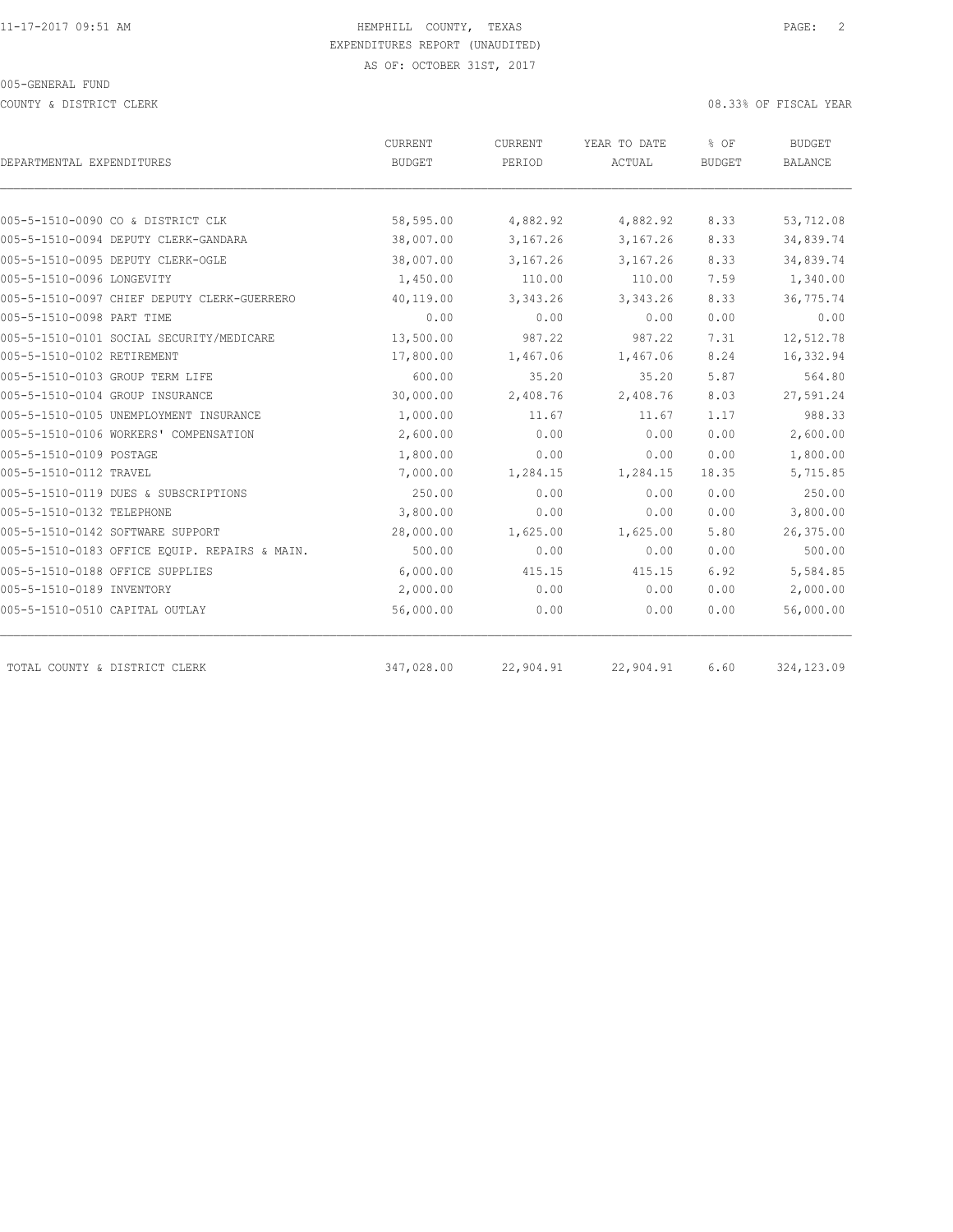HEMPHILL COUNTY, TEXAS
EXPENDITURES REPORT (UNAUDITED)
AS OF: OCTOBER 31ST, 2017

005-GENERAL FUND

COUNTY & DISTRICT CLERK

08.33% OF FISCAL YEAR

| DEPARTMENTAL EXPENDITURES | CURRENT BUDGET | CURRENT PERIOD | YEAR TO DATE ACTUAL | % OF BUDGET | BUDGET BALANCE |
|---|---|---|---|---|---|
| 005-5-1510-0090 CO & DISTRICT CLK | 58,595.00 | 4,882.92 | 4,882.92 | 8.33 | 53,712.08 |
| 005-5-1510-0094 DEPUTY CLERK-GANDARA | 38,007.00 | 3,167.26 | 3,167.26 | 8.33 | 34,839.74 |
| 005-5-1510-0095 DEPUTY CLERK-OGLE | 38,007.00 | 3,167.26 | 3,167.26 | 8.33 | 34,839.74 |
| 005-5-1510-0096 LONGEVITY | 1,450.00 | 110.00 | 110.00 | 7.59 | 1,340.00 |
| 005-5-1510-0097 CHIEF DEPUTY CLERK-GUERRERO | 40,119.00 | 3,343.26 | 3,343.26 | 8.33 | 36,775.74 |
| 005-5-1510-0098 PART TIME | 0.00 | 0.00 | 0.00 | 0.00 | 0.00 |
| 005-5-1510-0101 SOCIAL SECURITY/MEDICARE | 13,500.00 | 987.22 | 987.22 | 7.31 | 12,512.78 |
| 005-5-1510-0102 RETIREMENT | 17,800.00 | 1,467.06 | 1,467.06 | 8.24 | 16,332.94 |
| 005-5-1510-0103 GROUP TERM LIFE | 600.00 | 35.20 | 35.20 | 5.87 | 564.80 |
| 005-5-1510-0104 GROUP INSURANCE | 30,000.00 | 2,408.76 | 2,408.76 | 8.03 | 27,591.24 |
| 005-5-1510-0105 UNEMPLOYMENT INSURANCE | 1,000.00 | 11.67 | 11.67 | 1.17 | 988.33 |
| 005-5-1510-0106 WORKERS' COMPENSATION | 2,600.00 | 0.00 | 0.00 | 0.00 | 2,600.00 |
| 005-5-1510-0109 POSTAGE | 1,800.00 | 0.00 | 0.00 | 0.00 | 1,800.00 |
| 005-5-1510-0112 TRAVEL | 7,000.00 | 1,284.15 | 1,284.15 | 18.35 | 5,715.85 |
| 005-5-1510-0119 DUES & SUBSCRIPTIONS | 250.00 | 0.00 | 0.00 | 0.00 | 250.00 |
| 005-5-1510-0132 TELEPHONE | 3,800.00 | 0.00 | 0.00 | 0.00 | 3,800.00 |
| 005-5-1510-0142 SOFTWARE SUPPORT | 28,000.00 | 1,625.00 | 1,625.00 | 5.80 | 26,375.00 |
| 005-5-1510-0183 OFFICE EQUIP. REPAIRS & MAIN. | 500.00 | 0.00 | 0.00 | 0.00 | 500.00 |
| 005-5-1510-0188 OFFICE SUPPLIES | 6,000.00 | 415.15 | 415.15 | 6.92 | 5,584.85 |
| 005-5-1510-0189 INVENTORY | 2,000.00 | 0.00 | 0.00 | 0.00 | 2,000.00 |
| 005-5-1510-0510 CAPITAL OUTLAY | 56,000.00 | 0.00 | 0.00 | 0.00 | 56,000.00 |
| TOTAL COUNTY & DISTRICT CLERK | 347,028.00 | 22,904.91 | 22,904.91 | 6.60 | 324,123.09 |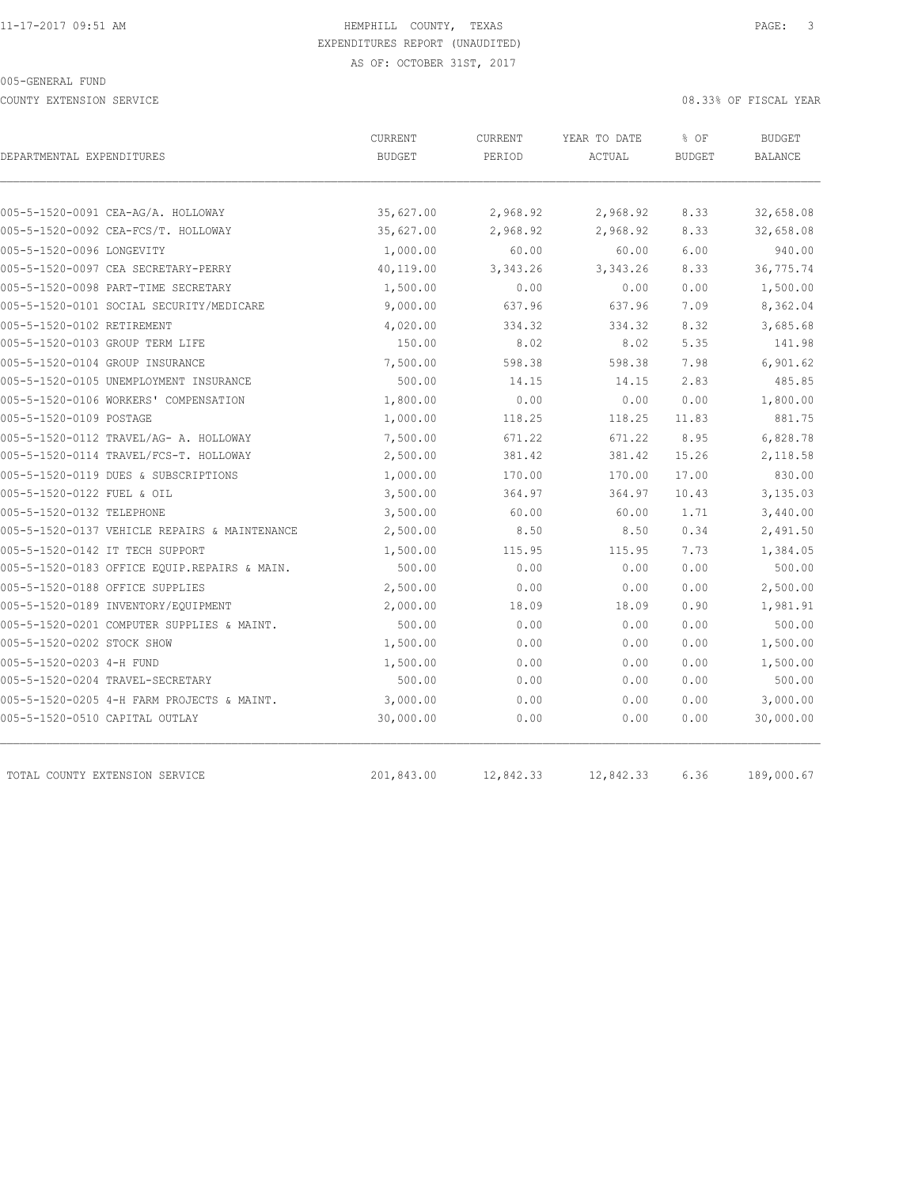HEMPHILL COUNTY, TEXAS
EXPENDITURES REPORT (UNAUDITED)
AS OF: OCTOBER 31ST, 2017

005-GENERAL FUND

COUNTY EXTENSION SERVICE

08.33% OF FISCAL YEAR

| DEPARTMENTAL EXPENDITURES | CURRENT BUDGET | CURRENT PERIOD | YEAR TO DATE ACTUAL | % OF BUDGET | BUDGET BALANCE |
|---|---|---|---|---|---|
| 005-5-1520-0091 CEA-AG/A. HOLLOWAY | 35,627.00 | 2,968.92 | 2,968.92 | 8.33 | 32,658.08 |
| 005-5-1520-0092 CEA-FCS/T. HOLLOWAY | 35,627.00 | 2,968.92 | 2,968.92 | 8.33 | 32,658.08 |
| 005-5-1520-0096 LONGEVITY | 1,000.00 | 60.00 | 60.00 | 6.00 | 940.00 |
| 005-5-1520-0097 CEA SECRETARY-PERRY | 40,119.00 | 3,343.26 | 3,343.26 | 8.33 | 36,775.74 |
| 005-5-1520-0098 PART-TIME SECRETARY | 1,500.00 | 0.00 | 0.00 | 0.00 | 1,500.00 |
| 005-5-1520-0101 SOCIAL SECURITY/MEDICARE | 9,000.00 | 637.96 | 637.96 | 7.09 | 8,362.04 |
| 005-5-1520-0102 RETIREMENT | 4,020.00 | 334.32 | 334.32 | 8.32 | 3,685.68 |
| 005-5-1520-0103 GROUP TERM LIFE | 150.00 | 8.02 | 8.02 | 5.35 | 141.98 |
| 005-5-1520-0104 GROUP INSURANCE | 7,500.00 | 598.38 | 598.38 | 7.98 | 6,901.62 |
| 005-5-1520-0105 UNEMPLOYMENT INSURANCE | 500.00 | 14.15 | 14.15 | 2.83 | 485.85 |
| 005-5-1520-0106 WORKERS' COMPENSATION | 1,800.00 | 0.00 | 0.00 | 0.00 | 1,800.00 |
| 005-5-1520-0109 POSTAGE | 1,000.00 | 118.25 | 118.25 | 11.83 | 881.75 |
| 005-5-1520-0112 TRAVEL/AG- A. HOLLOWAY | 7,500.00 | 671.22 | 671.22 | 8.95 | 6,828.78 |
| 005-5-1520-0114 TRAVEL/FCS-T. HOLLOWAY | 2,500.00 | 381.42 | 381.42 | 15.26 | 2,118.58 |
| 005-5-1520-0119 DUES & SUBSCRIPTIONS | 1,000.00 | 170.00 | 170.00 | 17.00 | 830.00 |
| 005-5-1520-0122 FUEL & OIL | 3,500.00 | 364.97 | 364.97 | 10.43 | 3,135.03 |
| 005-5-1520-0132 TELEPHONE | 3,500.00 | 60.00 | 60.00 | 1.71 | 3,440.00 |
| 005-5-1520-0137 VEHICLE REPAIRS & MAINTENANCE | 2,500.00 | 8.50 | 8.50 | 0.34 | 2,491.50 |
| 005-5-1520-0142 IT TECH SUPPORT | 1,500.00 | 115.95 | 115.95 | 7.73 | 1,384.05 |
| 005-5-1520-0183 OFFICE EQUIP.REPAIRS & MAIN. | 500.00 | 0.00 | 0.00 | 0.00 | 500.00 |
| 005-5-1520-0188 OFFICE SUPPLIES | 2,500.00 | 0.00 | 0.00 | 0.00 | 2,500.00 |
| 005-5-1520-0189 INVENTORY/EQUIPMENT | 2,000.00 | 18.09 | 18.09 | 0.90 | 1,981.91 |
| 005-5-1520-0201 COMPUTER SUPPLIES & MAINT. | 500.00 | 0.00 | 0.00 | 0.00 | 500.00 |
| 005-5-1520-0202 STOCK SHOW | 1,500.00 | 0.00 | 0.00 | 0.00 | 1,500.00 |
| 005-5-1520-0203 4-H FUND | 1,500.00 | 0.00 | 0.00 | 0.00 | 1,500.00 |
| 005-5-1520-0204 TRAVEL-SECRETARY | 500.00 | 0.00 | 0.00 | 0.00 | 500.00 |
| 005-5-1520-0205 4-H FARM PROJECTS & MAINT. | 3,000.00 | 0.00 | 0.00 | 0.00 | 3,000.00 |
| 005-5-1520-0510 CAPITAL OUTLAY | 30,000.00 | 0.00 | 0.00 | 0.00 | 30,000.00 |
| TOTAL COUNTY EXTENSION SERVICE | 201,843.00 | 12,842.33 | 12,842.33 | 6.36 | 189,000.67 |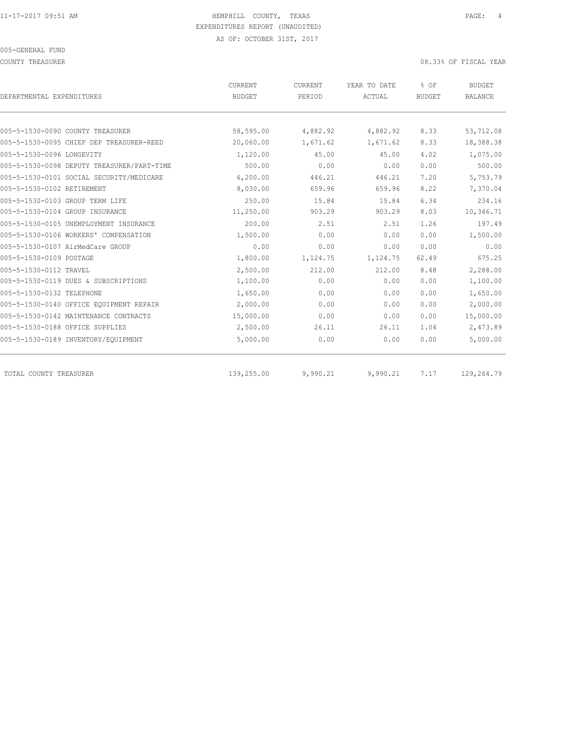HEMPHILL COUNTY, TEXAS
EXPENDITURES REPORT (UNAUDITED)
AS OF: OCTOBER 31ST, 2017

005-GENERAL FUND

COUNTY TREASURER — 08.33% OF FISCAL YEAR

| DEPARTMENTAL EXPENDITURES | CURRENT BUDGET | CURRENT PERIOD | YEAR TO DATE ACTUAL | % OF BUDGET | BUDGET BALANCE |
|---|---|---|---|---|---|
| 005-5-1530-0090 COUNTY TREASURER | 58,595.00 | 4,882.92 | 4,882.92 | 8.33 | 53,712.08 |
| 005-5-1530-0095 CHIEF DEP TREASURER-REED | 20,060.00 | 1,671.62 | 1,671.62 | 8.33 | 18,388.38 |
| 005-5-1530-0096 LONGEVITY | 1,120.00 | 45.00 | 45.00 | 4.02 | 1,075.00 |
| 005-5-1530-0098 DEPUTY TREASURER/PART-TIME | 500.00 | 0.00 | 0.00 | 0.00 | 500.00 |
| 005-5-1530-0101 SOCIAL SECURITY/MEDICARE | 6,200.00 | 446.21 | 446.21 | 7.20 | 5,753.79 |
| 005-5-1530-0102 RETIREMENT | 8,030.00 | 659.96 | 659.96 | 8.22 | 7,370.04 |
| 005-5-1530-0103 GROUP TERM LIFE | 250.00 | 15.84 | 15.84 | 6.34 | 234.16 |
| 005-5-1530-0104 GROUP INSURANCE | 11,250.00 | 903.29 | 903.29 | 8.03 | 10,346.71 |
| 005-5-1530-0105 UNEMPLOYMENT INSURANCE | 200.00 | 2.51 | 2.51 | 1.26 | 197.49 |
| 005-5-1530-0106 WORKERS' COMPENSATION | 1,500.00 | 0.00 | 0.00 | 0.00 | 1,500.00 |
| 005-5-1530-0107 AirMedCare GROUP | 0.00 | 0.00 | 0.00 | 0.00 | 0.00 |
| 005-5-1530-0109 POSTAGE | 1,800.00 | 1,124.75 | 1,124.75 | 62.49 | 675.25 |
| 005-5-1530-0112 TRAVEL | 2,500.00 | 212.00 | 212.00 | 8.48 | 2,288.00 |
| 005-5-1530-0119 DUES & SUBSCRIPTIONS | 1,100.00 | 0.00 | 0.00 | 0.00 | 1,100.00 |
| 005-5-1530-0132 TELEPHONE | 1,650.00 | 0.00 | 0.00 | 0.00 | 1,650.00 |
| 005-5-1530-0140 OFFICE EQUIPMENT REPAIR | 2,000.00 | 0.00 | 0.00 | 0.00 | 2,000.00 |
| 005-5-1530-0142 MAINTENANCE CONTRACTS | 15,000.00 | 0.00 | 0.00 | 0.00 | 15,000.00 |
| 005-5-1530-0188 OFFICE SUPPLIES | 2,500.00 | 26.11 | 26.11 | 1.04 | 2,473.89 |
| 005-5-1530-0189 INVENTORY/EQUIPMENT | 5,000.00 | 0.00 | 0.00 | 0.00 | 5,000.00 |
| TOTAL COUNTY TREASURER | 139,255.00 | 9,990.21 | 9,990.21 | 7.17 | 129,264.79 |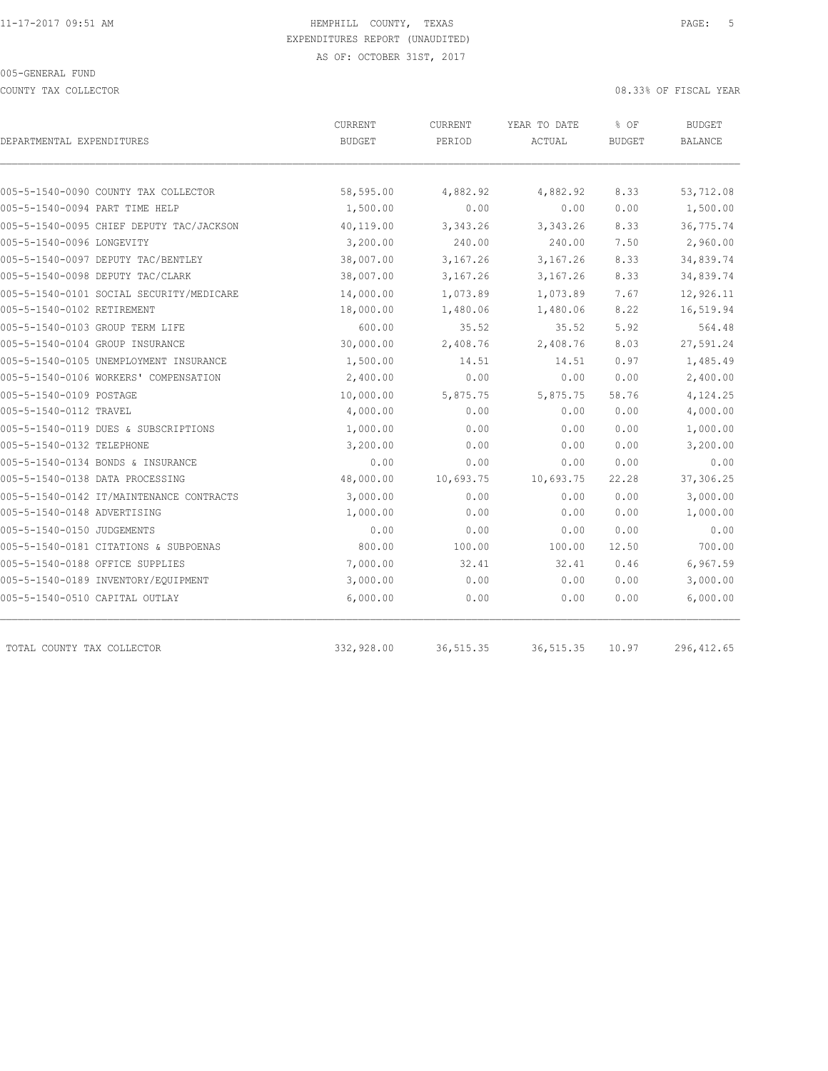HEMPHILL COUNTY, TEXAS
EXPENDITURES REPORT (UNAUDITED)
AS OF: OCTOBER 31ST, 2017

005-GENERAL FUND

COUNTY TAX COLLECTOR

08.33% OF FISCAL YEAR

| DEPARTMENTAL EXPENDITURES | CURRENT BUDGET | CURRENT PERIOD | YEAR TO DATE ACTUAL | % OF BUDGET | BUDGET BALANCE |
|---|---|---|---|---|---|
| 005-5-1540-0090 COUNTY TAX COLLECTOR | 58,595.00 | 4,882.92 | 4,882.92 | 8.33 | 53,712.08 |
| 005-5-1540-0094 PART TIME HELP | 1,500.00 | 0.00 | 0.00 | 0.00 | 1,500.00 |
| 005-5-1540-0095 CHIEF DEPUTY TAC/JACKSON | 40,119.00 | 3,343.26 | 3,343.26 | 8.33 | 36,775.74 |
| 005-5-1540-0096 LONGEVITY | 3,200.00 | 240.00 | 240.00 | 7.50 | 2,960.00 |
| 005-5-1540-0097 DEPUTY TAC/BENTLEY | 38,007.00 | 3,167.26 | 3,167.26 | 8.33 | 34,839.74 |
| 005-5-1540-0098 DEPUTY TAC/CLARK | 38,007.00 | 3,167.26 | 3,167.26 | 8.33 | 34,839.74 |
| 005-5-1540-0101 SOCIAL SECURITY/MEDICARE | 14,000.00 | 1,073.89 | 1,073.89 | 7.67 | 12,926.11 |
| 005-5-1540-0102 RETIREMENT | 18,000.00 | 1,480.06 | 1,480.06 | 8.22 | 16,519.94 |
| 005-5-1540-0103 GROUP TERM LIFE | 600.00 | 35.52 | 35.52 | 5.92 | 564.48 |
| 005-5-1540-0104 GROUP INSURANCE | 30,000.00 | 2,408.76 | 2,408.76 | 8.03 | 27,591.24 |
| 005-5-1540-0105 UNEMPLOYMENT INSURANCE | 1,500.00 | 14.51 | 14.51 | 0.97 | 1,485.49 |
| 005-5-1540-0106 WORKERS' COMPENSATION | 2,400.00 | 0.00 | 0.00 | 0.00 | 2,400.00 |
| 005-5-1540-0109 POSTAGE | 10,000.00 | 5,875.75 | 5,875.75 | 58.76 | 4,124.25 |
| 005-5-1540-0112 TRAVEL | 4,000.00 | 0.00 | 0.00 | 0.00 | 4,000.00 |
| 005-5-1540-0119 DUES & SUBSCRIPTIONS | 1,000.00 | 0.00 | 0.00 | 0.00 | 1,000.00 |
| 005-5-1540-0132 TELEPHONE | 3,200.00 | 0.00 | 0.00 | 0.00 | 3,200.00 |
| 005-5-1540-0134 BONDS & INSURANCE | 0.00 | 0.00 | 0.00 | 0.00 | 0.00 |
| 005-5-1540-0138 DATA PROCESSING | 48,000.00 | 10,693.75 | 10,693.75 | 22.28 | 37,306.25 |
| 005-5-1540-0142 IT/MAINTENANCE CONTRACTS | 3,000.00 | 0.00 | 0.00 | 0.00 | 3,000.00 |
| 005-5-1540-0148 ADVERTISING | 1,000.00 | 0.00 | 0.00 | 0.00 | 1,000.00 |
| 005-5-1540-0150 JUDGEMENTS | 0.00 | 0.00 | 0.00 | 0.00 | 0.00 |
| 005-5-1540-0181 CITATIONS & SUBPOENAS | 800.00 | 100.00 | 100.00 | 12.50 | 700.00 |
| 005-5-1540-0188 OFFICE SUPPLIES | 7,000.00 | 32.41 | 32.41 | 0.46 | 6,967.59 |
| 005-5-1540-0189 INVENTORY/EQUIPMENT | 3,000.00 | 0.00 | 0.00 | 0.00 | 3,000.00 |
| 005-5-1540-0510 CAPITAL OUTLAY | 6,000.00 | 0.00 | 0.00 | 0.00 | 6,000.00 |
| TOTAL COUNTY TAX COLLECTOR | 332,928.00 | 36,515.35 | 36,515.35 | 10.97 | 296,412.65 |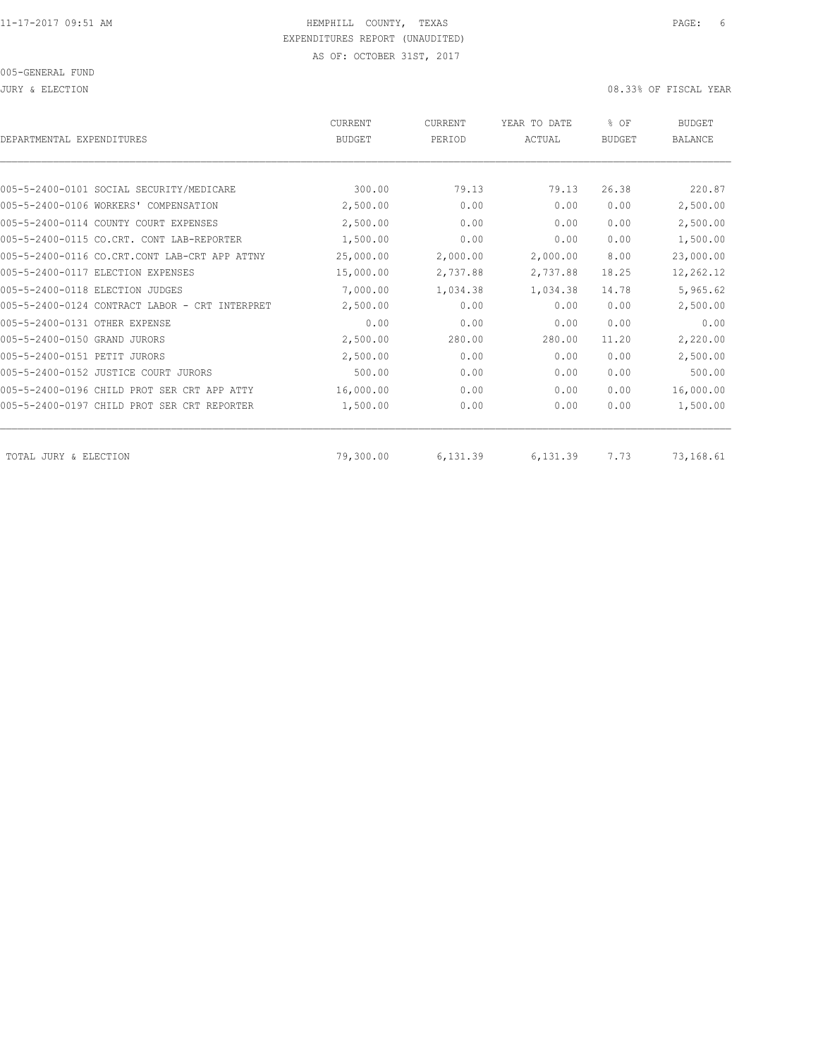11-17-2017 09:51 AM HEMPHILL COUNTY, TEXAS

EXPENDITURES REPORT (UNAUDITED)

AS OF: OCTOBER 31ST, 2017

005-GENERAL FUND

JURY & ELECTION 08.33% OF FISCAL YEAR

| DEPARTMENTAL EXPENDITURES | CURRENT BUDGET | CURRENT PERIOD | YEAR TO DATE ACTUAL | % OF BUDGET | BUDGET BALANCE |
|---|---|---|---|---|---|
| 005-5-2400-0101 SOCIAL SECURITY/MEDICARE | 300.00 | 79.13 | 79.13 | 26.38 | 220.87 |
| 005-5-2400-0106 WORKERS' COMPENSATION | 2,500.00 | 0.00 | 0.00 | 0.00 | 2,500.00 |
| 005-5-2400-0114 COUNTY COURT EXPENSES | 2,500.00 | 0.00 | 0.00 | 0.00 | 2,500.00 |
| 005-5-2400-0115 CO.CRT. CONT LAB-REPORTER | 1,500.00 | 0.00 | 0.00 | 0.00 | 1,500.00 |
| 005-5-2400-0116 CO.CRT.CONT LAB-CRT APP ATTNY | 25,000.00 | 2,000.00 | 2,000.00 | 8.00 | 23,000.00 |
| 005-5-2400-0117 ELECTION EXPENSES | 15,000.00 | 2,737.88 | 2,737.88 | 18.25 | 12,262.12 |
| 005-5-2400-0118 ELECTION JUDGES | 7,000.00 | 1,034.38 | 1,034.38 | 14.78 | 5,965.62 |
| 005-5-2400-0124 CONTRACT LABOR - CRT INTERPRET | 2,500.00 | 0.00 | 0.00 | 0.00 | 2,500.00 |
| 005-5-2400-0131 OTHER EXPENSE | 0.00 | 0.00 | 0.00 | 0.00 | 0.00 |
| 005-5-2400-0150 GRAND JURORS | 2,500.00 | 280.00 | 280.00 | 11.20 | 2,220.00 |
| 005-5-2400-0151 PETIT JURORS | 2,500.00 | 0.00 | 0.00 | 0.00 | 2,500.00 |
| 005-5-2400-0152 JUSTICE COURT JURORS | 500.00 | 0.00 | 0.00 | 0.00 | 500.00 |
| 005-5-2400-0196 CHILD PROT SER CRT APP ATTY | 16,000.00 | 0.00 | 0.00 | 0.00 | 16,000.00 |
| 005-5-2400-0197 CHILD PROT SER CRT REPORTER | 1,500.00 | 0.00 | 0.00 | 0.00 | 1,500.00 |
| TOTAL JURY & ELECTION | 79,300.00 | 6,131.39 | 6,131.39 | 7.73 | 73,168.61 |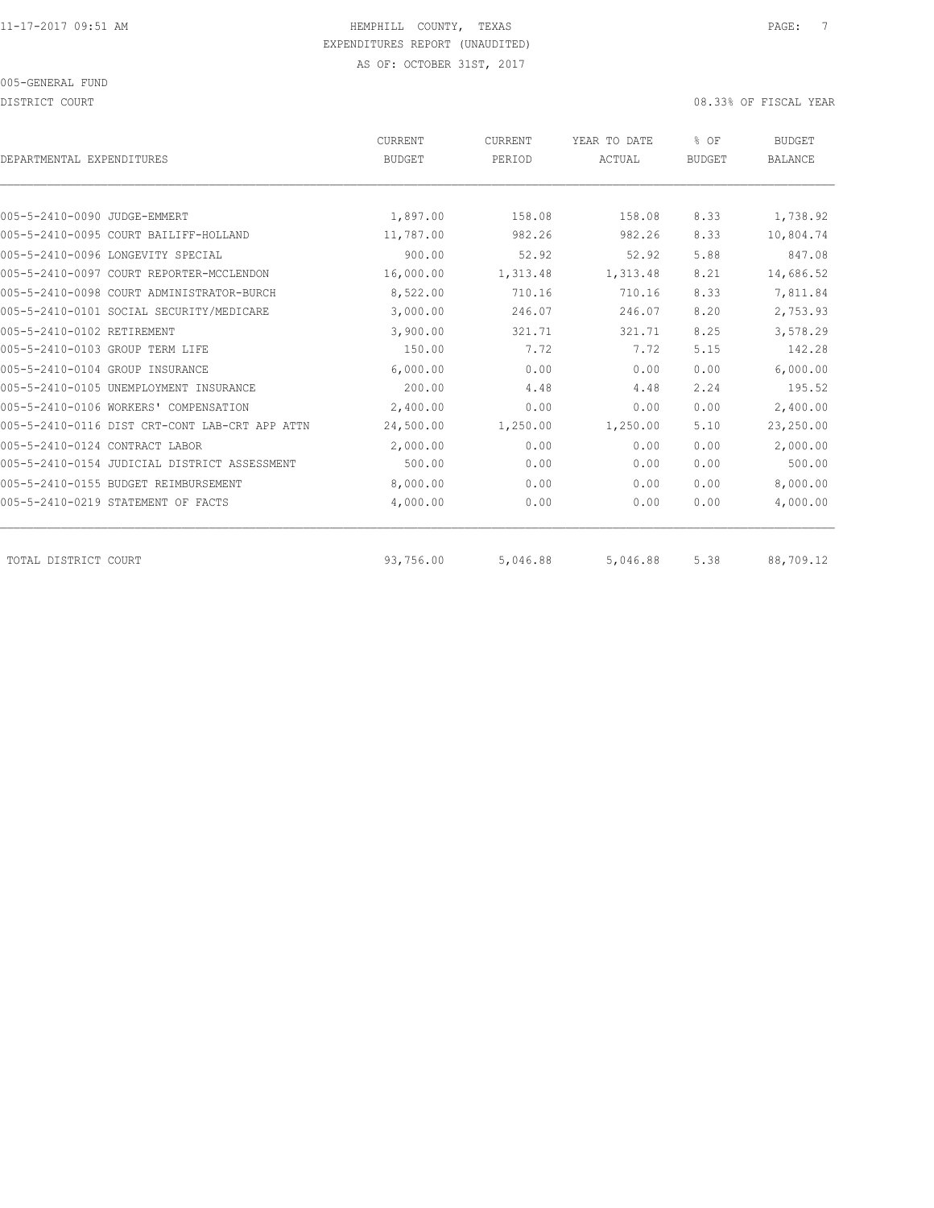HEMPHILL COUNTY, TEXAS
EXPENDITURES REPORT (UNAUDITED)
AS OF: OCTOBER 31ST, 2017

005-GENERAL FUND

DISTRICT COURT — 08.33% OF FISCAL YEAR

| DEPARTMENTAL EXPENDITURES | CURRENT BUDGET | CURRENT PERIOD | YEAR TO DATE ACTUAL | % OF BUDGET | BUDGET BALANCE |
|---|---|---|---|---|---|
| 005-5-2410-0090 JUDGE-EMMERT | 1,897.00 | 158.08 | 158.08 | 8.33 | 1,738.92 |
| 005-5-2410-0095 COURT BAILIFF-HOLLAND | 11,787.00 | 982.26 | 982.26 | 8.33 | 10,804.74 |
| 005-5-2410-0096 LONGEVITY SPECIAL | 900.00 | 52.92 | 52.92 | 5.88 | 847.08 |
| 005-5-2410-0097 COURT REPORTER-MCCLENDON | 16,000.00 | 1,313.48 | 1,313.48 | 8.21 | 14,686.52 |
| 005-5-2410-0098 COURT ADMINISTRATOR-BURCH | 8,522.00 | 710.16 | 710.16 | 8.33 | 7,811.84 |
| 005-5-2410-0101 SOCIAL SECURITY/MEDICARE | 3,000.00 | 246.07 | 246.07 | 8.20 | 2,753.93 |
| 005-5-2410-0102 RETIREMENT | 3,900.00 | 321.71 | 321.71 | 8.25 | 3,578.29 |
| 005-5-2410-0103 GROUP TERM LIFE | 150.00 | 7.72 | 7.72 | 5.15 | 142.28 |
| 005-5-2410-0104 GROUP INSURANCE | 6,000.00 | 0.00 | 0.00 | 0.00 | 6,000.00 |
| 005-5-2410-0105 UNEMPLOYMENT INSURANCE | 200.00 | 4.48 | 4.48 | 2.24 | 195.52 |
| 005-5-2410-0106 WORKERS' COMPENSATION | 2,400.00 | 0.00 | 0.00 | 0.00 | 2,400.00 |
| 005-5-2410-0116 DIST CRT-CONT LAB-CRT APP ATTN | 24,500.00 | 1,250.00 | 1,250.00 | 5.10 | 23,250.00 |
| 005-5-2410-0124 CONTRACT LABOR | 2,000.00 | 0.00 | 0.00 | 0.00 | 2,000.00 |
| 005-5-2410-0154 JUDICIAL DISTRICT ASSESSMENT | 500.00 | 0.00 | 0.00 | 0.00 | 500.00 |
| 005-5-2410-0155 BUDGET REIMBURSEMENT | 8,000.00 | 0.00 | 0.00 | 0.00 | 8,000.00 |
| 005-5-2410-0219 STATEMENT OF FACTS | 4,000.00 | 0.00 | 0.00 | 0.00 | 4,000.00 |
| TOTAL DISTRICT COURT | 93,756.00 | 5,046.88 | 5,046.88 | 5.38 | 88,709.12 |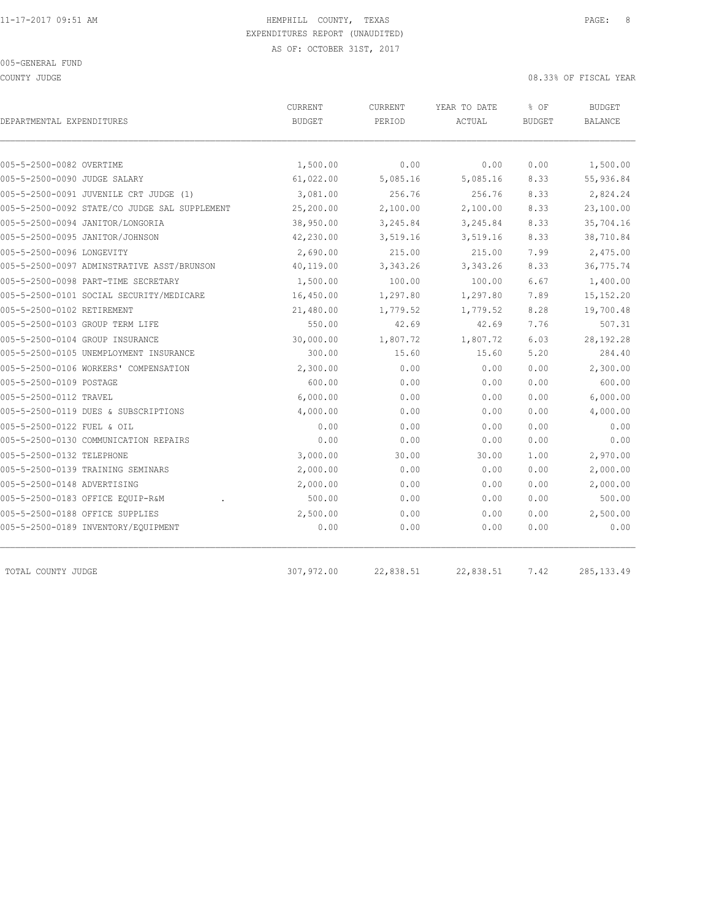HEMPHILL COUNTY, TEXAS
EXPENDITURES REPORT (UNAUDITED)
AS OF: OCTOBER 31ST, 2017

005-GENERAL FUND

COUNTY JUDGE

08.33% OF FISCAL YEAR

| DEPARTMENTAL EXPENDITURES | CURRENT BUDGET | CURRENT PERIOD | YEAR TO DATE ACTUAL | % OF BUDGET | BUDGET BALANCE |
|---|---|---|---|---|---|
| 005-5-2500-0082 OVERTIME | 1,500.00 | 0.00 | 0.00 | 0.00 | 1,500.00 |
| 005-5-2500-0090 JUDGE SALARY | 61,022.00 | 5,085.16 | 5,085.16 | 8.33 | 55,936.84 |
| 005-5-2500-0091 JUVENILE CRT JUDGE (1) | 3,081.00 | 256.76 | 256.76 | 8.33 | 2,824.24 |
| 005-5-2500-0092 STATE/CO JUDGE SAL SUPPLEMENT | 25,200.00 | 2,100.00 | 2,100.00 | 8.33 | 23,100.00 |
| 005-5-2500-0094 JANITOR/LONGORIA | 38,950.00 | 3,245.84 | 3,245.84 | 8.33 | 35,704.16 |
| 005-5-2500-0095 JANITOR/JOHNSON | 42,230.00 | 3,519.16 | 3,519.16 | 8.33 | 38,710.84 |
| 005-5-2500-0096 LONGEVITY | 2,690.00 | 215.00 | 215.00 | 7.99 | 2,475.00 |
| 005-5-2500-0097 ADMINSTRATIVE ASST/BRUNSON | 40,119.00 | 3,343.26 | 3,343.26 | 8.33 | 36,775.74 |
| 005-5-2500-0098 PART-TIME SECRETARY | 1,500.00 | 100.00 | 100.00 | 6.67 | 1,400.00 |
| 005-5-2500-0101 SOCIAL SECURITY/MEDICARE | 16,450.00 | 1,297.80 | 1,297.80 | 7.89 | 15,152.20 |
| 005-5-2500-0102 RETIREMENT | 21,480.00 | 1,779.52 | 1,779.52 | 8.28 | 19,700.48 |
| 005-5-2500-0103 GROUP TERM LIFE | 550.00 | 42.69 | 42.69 | 7.76 | 507.31 |
| 005-5-2500-0104 GROUP INSURANCE | 30,000.00 | 1,807.72 | 1,807.72 | 6.03 | 28,192.28 |
| 005-5-2500-0105 UNEMPLOYMENT INSURANCE | 300.00 | 15.60 | 15.60 | 5.20 | 284.40 |
| 005-5-2500-0106 WORKERS' COMPENSATION | 2,300.00 | 0.00 | 0.00 | 0.00 | 2,300.00 |
| 005-5-2500-0109 POSTAGE | 600.00 | 0.00 | 0.00 | 0.00 | 600.00 |
| 005-5-2500-0112 TRAVEL | 6,000.00 | 0.00 | 0.00 | 0.00 | 6,000.00 |
| 005-5-2500-0119 DUES & SUBSCRIPTIONS | 4,000.00 | 0.00 | 0.00 | 0.00 | 4,000.00 |
| 005-5-2500-0122 FUEL & OIL | 0.00 | 0.00 | 0.00 | 0.00 | 0.00 |
| 005-5-2500-0130 COMMUNICATION REPAIRS | 0.00 | 0.00 | 0.00 | 0.00 | 0.00 |
| 005-5-2500-0132 TELEPHONE | 3,000.00 | 30.00 | 30.00 | 1.00 | 2,970.00 |
| 005-5-2500-0139 TRAINING SEMINARS | 2,000.00 | 0.00 | 0.00 | 0.00 | 2,000.00 |
| 005-5-2500-0148 ADVERTISING | 2,000.00 | 0.00 | 0.00 | 0.00 | 2,000.00 |
| 005-5-2500-0183 OFFICE EQUIP-R&M . | 500.00 | 0.00 | 0.00 | 0.00 | 500.00 |
| 005-5-2500-0188 OFFICE SUPPLIES | 2,500.00 | 0.00 | 0.00 | 0.00 | 2,500.00 |
| 005-5-2500-0189 INVENTORY/EQUIPMENT | 0.00 | 0.00 | 0.00 | 0.00 | 0.00 |
| TOTAL COUNTY JUDGE | 307,972.00 | 22,838.51 | 22,838.51 | 7.42 | 285,133.49 |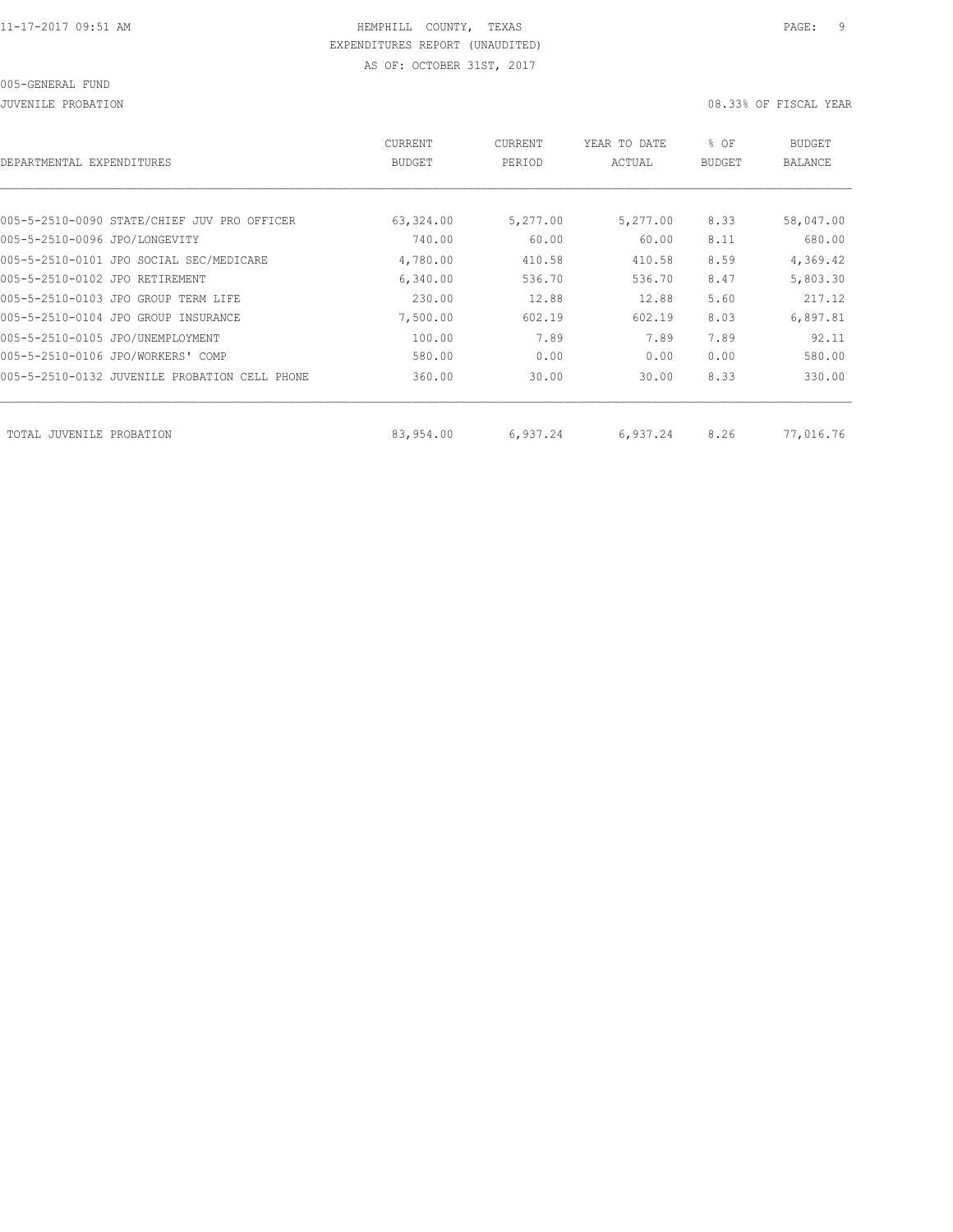11-17-2017 09:51 AM HEMPHILL COUNTY, TEXAS

EXPENDITURES REPORT (UNAUDITED)

AS OF: OCTOBER 31ST, 2017

005-GENERAL FUND

JUVENILE PROBATION 08.33% OF FISCAL YEAR

| DEPARTMENTAL EXPENDITURES | CURRENT BUDGET | CURRENT PERIOD | YEAR TO DATE ACTUAL | % OF BUDGET | BUDGET BALANCE |
|---|---|---|---|---|---|
| 005-5-2510-0090 STATE/CHIEF JUV PRO OFFICER | 63,324.00 | 5,277.00 | 5,277.00 | 8.33 | 58,047.00 |
| 005-5-2510-0096 JPO/LONGEVITY | 740.00 | 60.00 | 60.00 | 8.11 | 680.00 |
| 005-5-2510-0101 JPO SOCIAL SEC/MEDICARE | 4,780.00 | 410.58 | 410.58 | 8.59 | 4,369.42 |
| 005-5-2510-0102 JPO RETIREMENT | 6,340.00 | 536.70 | 536.70 | 8.47 | 5,803.30 |
| 005-5-2510-0103 JPO GROUP TERM LIFE | 230.00 | 12.88 | 12.88 | 5.60 | 217.12 |
| 005-5-2510-0104 JPO GROUP INSURANCE | 7,500.00 | 602.19 | 602.19 | 8.03 | 6,897.81 |
| 005-5-2510-0105 JPO/UNEMPLOYMENT | 100.00 | 7.89 | 7.89 | 7.89 | 92.11 |
| 005-5-2510-0106 JPO/WORKERS' COMP | 580.00 | 0.00 | 0.00 | 0.00 | 580.00 |
| 005-5-2510-0132 JUVENILE PROBATION CELL PHONE | 360.00 | 30.00 | 30.00 | 8.33 | 330.00 |
| TOTAL JUVENILE PROBATION | 83,954.00 | 6,937.24 | 6,937.24 | 8.26 | 77,016.76 |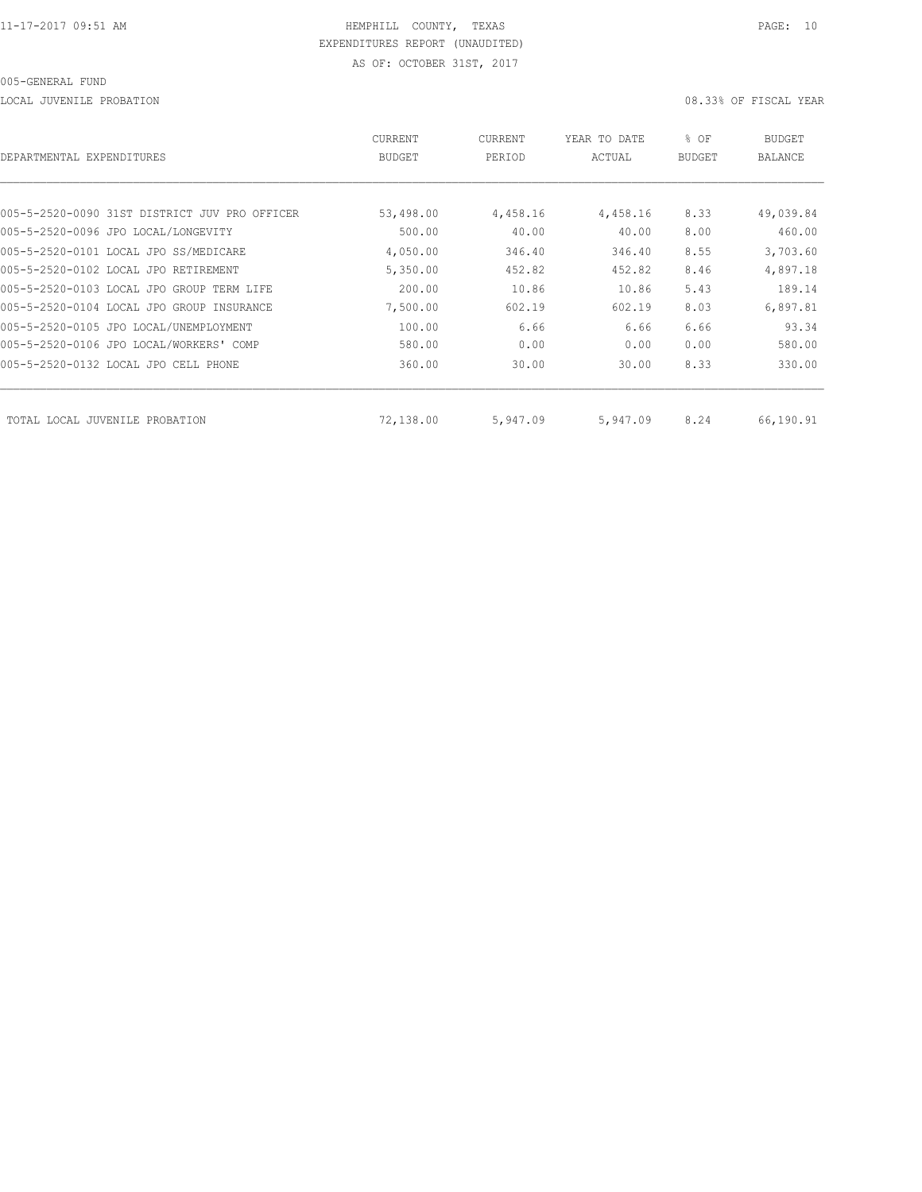HEMPHILL COUNTY, TEXAS
EXPENDITURES REPORT (UNAUDITED)
AS OF: OCTOBER 31ST, 2017

005-GENERAL FUND

LOCAL JUVENILE PROBATION

08.33% OF FISCAL YEAR

| DEPARTMENTAL EXPENDITURES | CURRENT BUDGET | CURRENT PERIOD | YEAR TO DATE ACTUAL | % OF BUDGET | BUDGET BALANCE |
|---|---|---|---|---|---|
| 005-5-2520-0090 31ST DISTRICT JUV PRO OFFICER | 53,498.00 | 4,458.16 | 4,458.16 | 8.33 | 49,039.84 |
| 005-5-2520-0096 JPO LOCAL/LONGEVITY | 500.00 | 40.00 | 40.00 | 8.00 | 460.00 |
| 005-5-2520-0101 LOCAL JPO SS/MEDICARE | 4,050.00 | 346.40 | 346.40 | 8.55 | 3,703.60 |
| 005-5-2520-0102 LOCAL JPO RETIREMENT | 5,350.00 | 452.82 | 452.82 | 8.46 | 4,897.18 |
| 005-5-2520-0103 LOCAL JPO GROUP TERM LIFE | 200.00 | 10.86 | 10.86 | 5.43 | 189.14 |
| 005-5-2520-0104 LOCAL JPO GROUP INSURANCE | 7,500.00 | 602.19 | 602.19 | 8.03 | 6,897.81 |
| 005-5-2520-0105 JPO LOCAL/UNEMPLOYMENT | 100.00 | 6.66 | 6.66 | 6.66 | 93.34 |
| 005-5-2520-0106 JPO LOCAL/WORKERS' COMP | 580.00 | 0.00 | 0.00 | 0.00 | 580.00 |
| 005-5-2520-0132 LOCAL JPO CELL PHONE | 360.00 | 30.00 | 30.00 | 8.33 | 330.00 |
| TOTAL LOCAL JUVENILE PROBATION | 72,138.00 | 5,947.09 | 5,947.09 | 8.24 | 66,190.91 |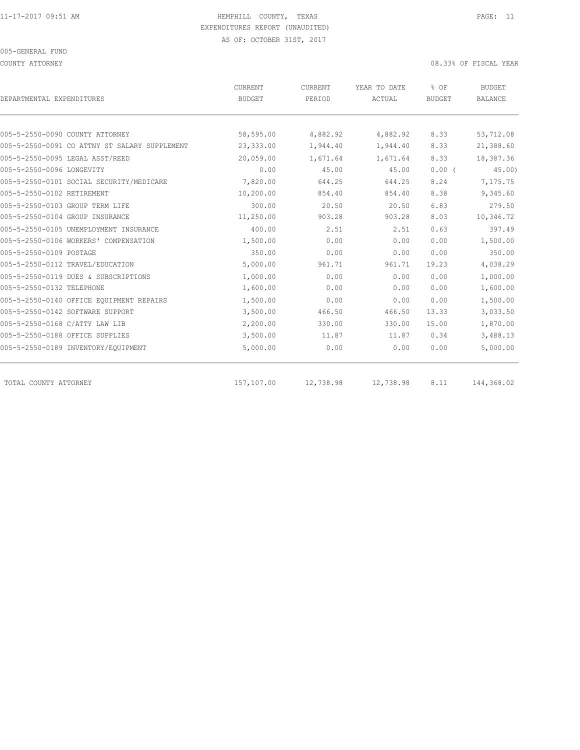HEMPHILL COUNTY, TEXAS
EXPENDITURES REPORT (UNAUDITED)
AS OF: OCTOBER 31ST, 2017

005-GENERAL FUND

COUNTY ATTORNEY

08.33% OF FISCAL YEAR

| DEPARTMENTAL EXPENDITURES | CURRENT BUDGET | CURRENT PERIOD | YEAR TO DATE ACTUAL | % OF BUDGET | BUDGET BALANCE |
|---|---|---|---|---|---|
| 005-5-2550-0090 COUNTY ATTORNEY | 58,595.00 | 4,882.92 | 4,882.92 | 8.33 | 53,712.08 |
| 005-5-2550-0091 CO ATTNY ST SALARY SUPPLEMENT | 23,333.00 | 1,944.40 | 1,944.40 | 8.33 | 21,388.60 |
| 005-5-2550-0095 LEGAL ASST/REED | 20,059.00 | 1,671.64 | 1,671.64 | 8.33 | 18,387.36 |
| 005-5-2550-0096 LONGEVITY | 0.00 | 45.00 | 45.00 | 0.00 ( | 45.00) |
| 005-5-2550-0101 SOCIAL SECURITY/MEDICARE | 7,820.00 | 644.25 | 644.25 | 8.24 | 7,175.75 |
| 005-5-2550-0102 RETIREMENT | 10,200.00 | 854.40 | 854.40 | 8.38 | 9,345.60 |
| 005-5-2550-0103 GROUP TERM LIFE | 300.00 | 20.50 | 20.50 | 6.83 | 279.50 |
| 005-5-2550-0104 GROUP INSURANCE | 11,250.00 | 903.28 | 903.28 | 8.03 | 10,346.72 |
| 005-5-2550-0105 UNEMPLOYMENT INSURANCE | 400.00 | 2.51 | 2.51 | 0.63 | 397.49 |
| 005-5-2550-0106 WORKERS' COMPENSATION | 1,500.00 | 0.00 | 0.00 | 0.00 | 1,500.00 |
| 005-5-2550-0109 POSTAGE | 350.00 | 0.00 | 0.00 | 0.00 | 350.00 |
| 005-5-2550-0112 TRAVEL/EDUCATION | 5,000.00 | 961.71 | 961.71 | 19.23 | 4,038.29 |
| 005-5-2550-0119 DUES & SUBSCRIPTIONS | 1,000.00 | 0.00 | 0.00 | 0.00 | 1,000.00 |
| 005-5-2550-0132 TELEPHONE | 1,600.00 | 0.00 | 0.00 | 0.00 | 1,600.00 |
| 005-5-2550-0140 OFFICE EQUIPMENT REPAIRS | 1,500.00 | 0.00 | 0.00 | 0.00 | 1,500.00 |
| 005-5-2550-0142 SOFTWARE SUPPORT | 3,500.00 | 466.50 | 466.50 | 13.33 | 3,033.50 |
| 005-5-2550-0168 C/ATTY LAW LIB | 2,200.00 | 330.00 | 330.00 | 15.00 | 1,870.00 |
| 005-5-2550-0188 OFFICE SUPPLIES | 3,500.00 | 11.87 | 11.87 | 0.34 | 3,488.13 |
| 005-5-2550-0189 INVENTORY/EQUIPMENT | 5,000.00 | 0.00 | 0.00 | 0.00 | 5,000.00 |
| TOTAL COUNTY ATTORNEY | 157,107.00 | 12,738.98 | 12,738.98 | 8.11 | 144,368.02 |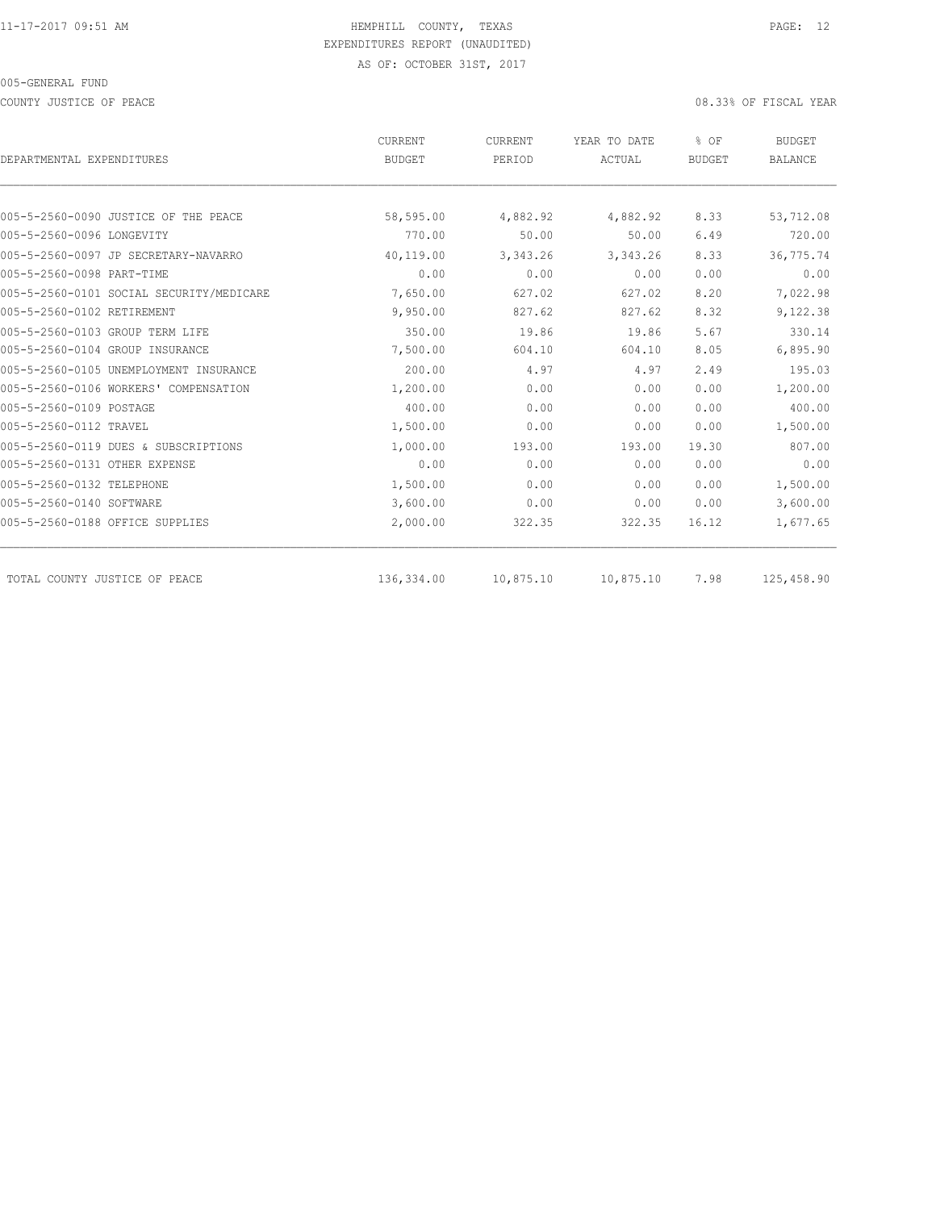HEMPHILL COUNTY, TEXAS
EXPENDITURES REPORT (UNAUDITED)
AS OF: OCTOBER 31ST, 2017

005-GENERAL FUND

COUNTY JUSTICE OF PEACE

08.33% OF FISCAL YEAR

| DEPARTMENTAL EXPENDITURES | CURRENT BUDGET | CURRENT PERIOD | YEAR TO DATE ACTUAL | % OF BUDGET | BUDGET BALANCE |
|---|---|---|---|---|---|
| 005-5-2560-0090 JUSTICE OF THE PEACE | 58,595.00 | 4,882.92 | 4,882.92 | 8.33 | 53,712.08 |
| 005-5-2560-0096 LONGEVITY | 770.00 | 50.00 | 50.00 | 6.49 | 720.00 |
| 005-5-2560-0097 JP SECRETARY-NAVARRO | 40,119.00 | 3,343.26 | 3,343.26 | 8.33 | 36,775.74 |
| 005-5-2560-0098 PART-TIME | 0.00 | 0.00 | 0.00 | 0.00 | 0.00 |
| 005-5-2560-0101 SOCIAL SECURITY/MEDICARE | 7,650.00 | 627.02 | 627.02 | 8.20 | 7,022.98 |
| 005-5-2560-0102 RETIREMENT | 9,950.00 | 827.62 | 827.62 | 8.32 | 9,122.38 |
| 005-5-2560-0103 GROUP TERM LIFE | 350.00 | 19.86 | 19.86 | 5.67 | 330.14 |
| 005-5-2560-0104 GROUP INSURANCE | 7,500.00 | 604.10 | 604.10 | 8.05 | 6,895.90 |
| 005-5-2560-0105 UNEMPLOYMENT INSURANCE | 200.00 | 4.97 | 4.97 | 2.49 | 195.03 |
| 005-5-2560-0106 WORKERS' COMPENSATION | 1,200.00 | 0.00 | 0.00 | 0.00 | 1,200.00 |
| 005-5-2560-0109 POSTAGE | 400.00 | 0.00 | 0.00 | 0.00 | 400.00 |
| 005-5-2560-0112 TRAVEL | 1,500.00 | 0.00 | 0.00 | 0.00 | 1,500.00 |
| 005-5-2560-0119 DUES & SUBSCRIPTIONS | 1,000.00 | 193.00 | 193.00 | 19.30 | 807.00 |
| 005-5-2560-0131 OTHER EXPENSE | 0.00 | 0.00 | 0.00 | 0.00 | 0.00 |
| 005-5-2560-0132 TELEPHONE | 1,500.00 | 0.00 | 0.00 | 0.00 | 1,500.00 |
| 005-5-2560-0140 SOFTWARE | 3,600.00 | 0.00 | 0.00 | 0.00 | 3,600.00 |
| 005-5-2560-0188 OFFICE SUPPLIES | 2,000.00 | 322.35 | 322.35 | 16.12 | 1,677.65 |
| TOTAL COUNTY JUSTICE OF PEACE | 136,334.00 | 10,875.10 | 10,875.10 | 7.98 | 125,458.90 |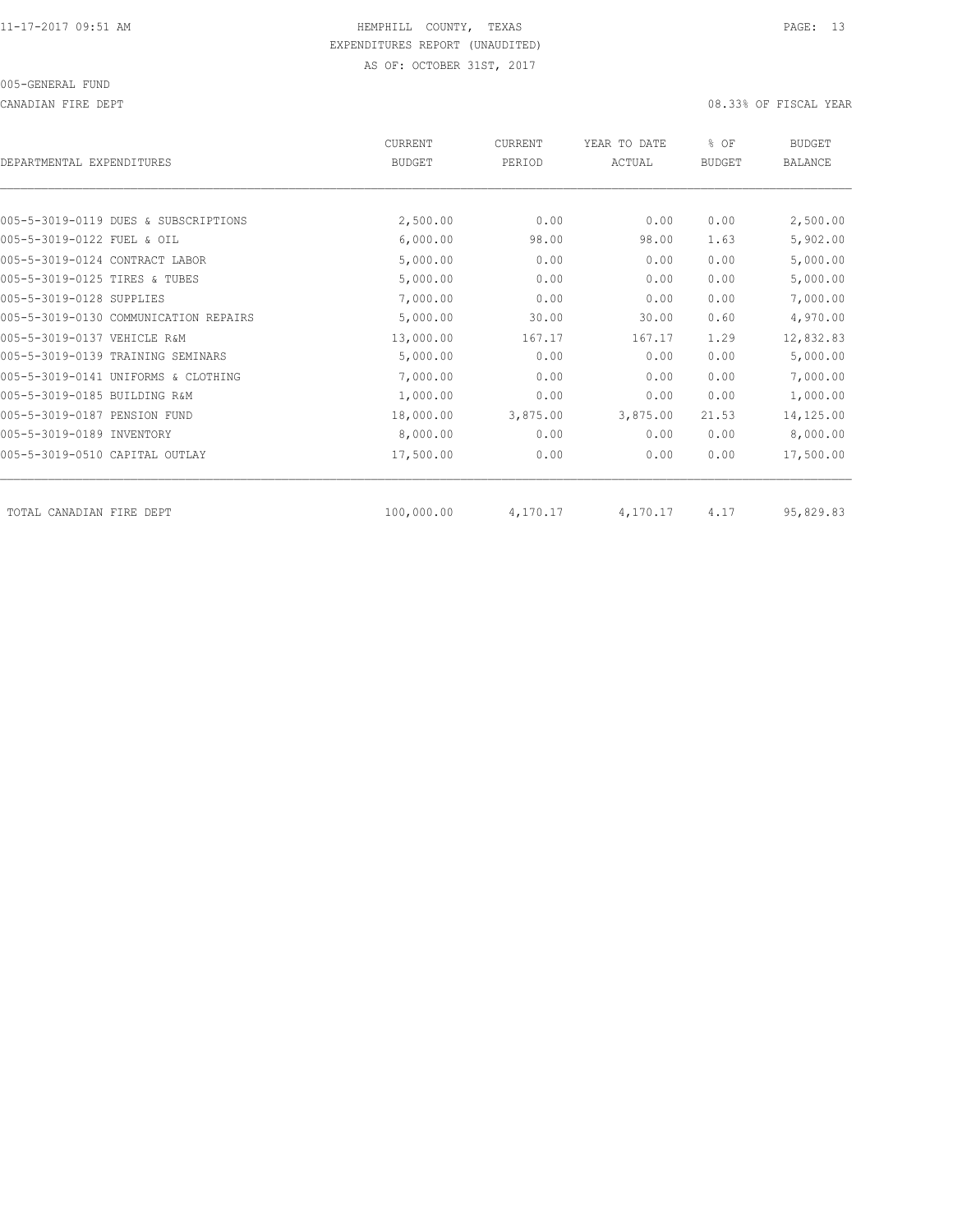HEMPHILL COUNTY, TEXAS
EXPENDITURES REPORT (UNAUDITED)
AS OF: OCTOBER 31ST, 2017

005-GENERAL FUND

CANADIAN FIRE DEPT

08.33% OF FISCAL YEAR

| DEPARTMENTAL EXPENDITURES | CURRENT BUDGET | CURRENT PERIOD | YEAR TO DATE ACTUAL | % OF BUDGET | BUDGET BALANCE |
|---|---|---|---|---|---|
| 005-5-3019-0119 DUES & SUBSCRIPTIONS | 2,500.00 | 0.00 | 0.00 | 0.00 | 2,500.00 |
| 005-5-3019-0122 FUEL & OIL | 6,000.00 | 98.00 | 98.00 | 1.63 | 5,902.00 |
| 005-5-3019-0124 CONTRACT LABOR | 5,000.00 | 0.00 | 0.00 | 0.00 | 5,000.00 |
| 005-5-3019-0125 TIRES & TUBES | 5,000.00 | 0.00 | 0.00 | 0.00 | 5,000.00 |
| 005-5-3019-0128 SUPPLIES | 7,000.00 | 0.00 | 0.00 | 0.00 | 7,000.00 |
| 005-5-3019-0130 COMMUNICATION REPAIRS | 5,000.00 | 30.00 | 30.00 | 0.60 | 4,970.00 |
| 005-5-3019-0137 VEHICLE R&M | 13,000.00 | 167.17 | 167.17 | 1.29 | 12,832.83 |
| 005-5-3019-0139 TRAINING SEMINARS | 5,000.00 | 0.00 | 0.00 | 0.00 | 5,000.00 |
| 005-5-3019-0141 UNIFORMS & CLOTHING | 7,000.00 | 0.00 | 0.00 | 0.00 | 7,000.00 |
| 005-5-3019-0185 BUILDING R&M | 1,000.00 | 0.00 | 0.00 | 0.00 | 1,000.00 |
| 005-5-3019-0187 PENSION FUND | 18,000.00 | 3,875.00 | 3,875.00 | 21.53 | 14,125.00 |
| 005-5-3019-0189 INVENTORY | 8,000.00 | 0.00 | 0.00 | 0.00 | 8,000.00 |
| 005-5-3019-0510 CAPITAL OUTLAY | 17,500.00 | 0.00 | 0.00 | 0.00 | 17,500.00 |
| TOTAL CANADIAN FIRE DEPT | 100,000.00 | 4,170.17 | 4,170.17 | 4.17 | 95,829.83 |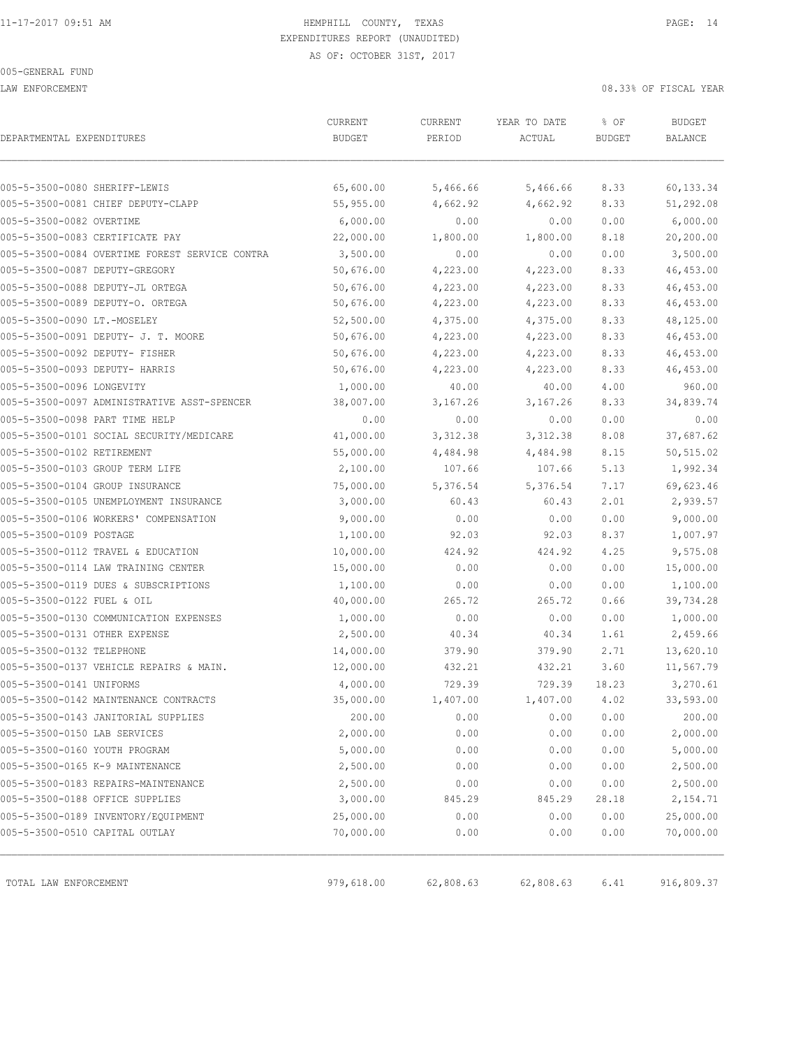11-17-2017 09:51 AM

# HEMPHILL COUNTY, TEXAS

EXPENDITURES REPORT (UNAUDITED)

AS OF: OCTOBER 31ST, 2017

005-GENERAL FUND

LAW ENFORCEMENT

08.33% OF FISCAL YEAR

| DEPARTMENTAL EXPENDITURES | CURRENT BUDGET | CURRENT PERIOD | YEAR TO DATE ACTUAL | % OF BUDGET | BUDGET BALANCE |
|---|---|---|---|---|---|
| 005-5-3500-0080 SHERIFF-LEWIS | 65,600.00 | 5,466.66 | 5,466.66 | 8.33 | 60,133.34 |
| 005-5-3500-0081 CHIEF DEPUTY-CLAPP | 55,955.00 | 4,662.92 | 4,662.92 | 8.33 | 51,292.08 |
| 005-5-3500-0082 OVERTIME | 6,000.00 | 0.00 | 0.00 | 0.00 | 6,000.00 |
| 005-5-3500-0083 CERTIFICATE PAY | 22,000.00 | 1,800.00 | 1,800.00 | 8.18 | 20,200.00 |
| 005-5-3500-0084 OVERTIME FOREST SERVICE CONTRA | 3,500.00 | 0.00 | 0.00 | 0.00 | 3,500.00 |
| 005-5-3500-0087 DEPUTY-GREGORY | 50,676.00 | 4,223.00 | 4,223.00 | 8.33 | 46,453.00 |
| 005-5-3500-0088 DEPUTY-JL ORTEGA | 50,676.00 | 4,223.00 | 4,223.00 | 8.33 | 46,453.00 |
| 005-5-3500-0089 DEPUTY-O. ORTEGA | 50,676.00 | 4,223.00 | 4,223.00 | 8.33 | 46,453.00 |
| 005-5-3500-0090 LT.-MOSELEY | 52,500.00 | 4,375.00 | 4,375.00 | 8.33 | 48,125.00 |
| 005-5-3500-0091 DEPUTY- J. T. MOORE | 50,676.00 | 4,223.00 | 4,223.00 | 8.33 | 46,453.00 |
| 005-5-3500-0092 DEPUTY- FISHER | 50,676.00 | 4,223.00 | 4,223.00 | 8.33 | 46,453.00 |
| 005-5-3500-0093 DEPUTY- HARRIS | 50,676.00 | 4,223.00 | 4,223.00 | 8.33 | 46,453.00 |
| 005-5-3500-0096 LONGEVITY | 1,000.00 | 40.00 | 40.00 | 4.00 | 960.00 |
| 005-5-3500-0097 ADMINISTRATIVE ASST-SPENCER | 38,007.00 | 3,167.26 | 3,167.26 | 8.33 | 34,839.74 |
| 005-5-3500-0098 PART TIME HELP | 0.00 | 0.00 | 0.00 | 0.00 | 0.00 |
| 005-5-3500-0101 SOCIAL SECURITY/MEDICARE | 41,000.00 | 3,312.38 | 3,312.38 | 8.08 | 37,687.62 |
| 005-5-3500-0102 RETIREMENT | 55,000.00 | 4,484.98 | 4,484.98 | 8.15 | 50,515.02 |
| 005-5-3500-0103 GROUP TERM LIFE | 2,100.00 | 107.66 | 107.66 | 5.13 | 1,992.34 |
| 005-5-3500-0104 GROUP INSURANCE | 75,000.00 | 5,376.54 | 5,376.54 | 7.17 | 69,623.46 |
| 005-5-3500-0105 UNEMPLOYMENT INSURANCE | 3,000.00 | 60.43 | 60.43 | 2.01 | 2,939.57 |
| 005-5-3500-0106 WORKERS' COMPENSATION | 9,000.00 | 0.00 | 0.00 | 0.00 | 9,000.00 |
| 005-5-3500-0109 POSTAGE | 1,100.00 | 92.03 | 92.03 | 8.37 | 1,007.97 |
| 005-5-3500-0112 TRAVEL & EDUCATION | 10,000.00 | 424.92 | 424.92 | 4.25 | 9,575.08 |
| 005-5-3500-0114 LAW TRAINING CENTER | 15,000.00 | 0.00 | 0.00 | 0.00 | 15,000.00 |
| 005-5-3500-0119 DUES & SUBSCRIPTIONS | 1,100.00 | 0.00 | 0.00 | 0.00 | 1,100.00 |
| 005-5-3500-0122 FUEL & OIL | 40,000.00 | 265.72 | 265.72 | 0.66 | 39,734.28 |
| 005-5-3500-0130 COMMUNICATION EXPENSES | 1,000.00 | 0.00 | 0.00 | 0.00 | 1,000.00 |
| 005-5-3500-0131 OTHER EXPENSE | 2,500.00 | 40.34 | 40.34 | 1.61 | 2,459.66 |
| 005-5-3500-0132 TELEPHONE | 14,000.00 | 379.90 | 379.90 | 2.71 | 13,620.10 |
| 005-5-3500-0137 VEHICLE REPAIRS & MAIN. | 12,000.00 | 432.21 | 432.21 | 3.60 | 11,567.79 |
| 005-5-3500-0141 UNIFORMS | 4,000.00 | 729.39 | 729.39 | 18.23 | 3,270.61 |
| 005-5-3500-0142 MAINTENANCE CONTRACTS | 35,000.00 | 1,407.00 | 1,407.00 | 4.02 | 33,593.00 |
| 005-5-3500-0143 JANITORIAL SUPPLIES | 200.00 | 0.00 | 0.00 | 0.00 | 200.00 |
| 005-5-3500-0150 LAB SERVICES | 2,000.00 | 0.00 | 0.00 | 0.00 | 2,000.00 |
| 005-5-3500-0160 YOUTH PROGRAM | 5,000.00 | 0.00 | 0.00 | 0.00 | 5,000.00 |
| 005-5-3500-0165 K-9 MAINTENANCE | 2,500.00 | 0.00 | 0.00 | 0.00 | 2,500.00 |
| 005-5-3500-0183 REPAIRS-MAINTENANCE | 2,500.00 | 0.00 | 0.00 | 0.00 | 2,500.00 |
| 005-5-3500-0188 OFFICE SUPPLIES | 3,000.00 | 845.29 | 845.29 | 28.18 | 2,154.71 |
| 005-5-3500-0189 INVENTORY/EQUIPMENT | 25,000.00 | 0.00 | 0.00 | 0.00 | 25,000.00 |
| 005-5-3500-0510 CAPITAL OUTLAY | 70,000.00 | 0.00 | 0.00 | 0.00 | 70,000.00 |
| TOTAL LAW ENFORCEMENT | 979,618.00 | 62,808.63 | 62,808.63 | 6.41 | 916,809.37 |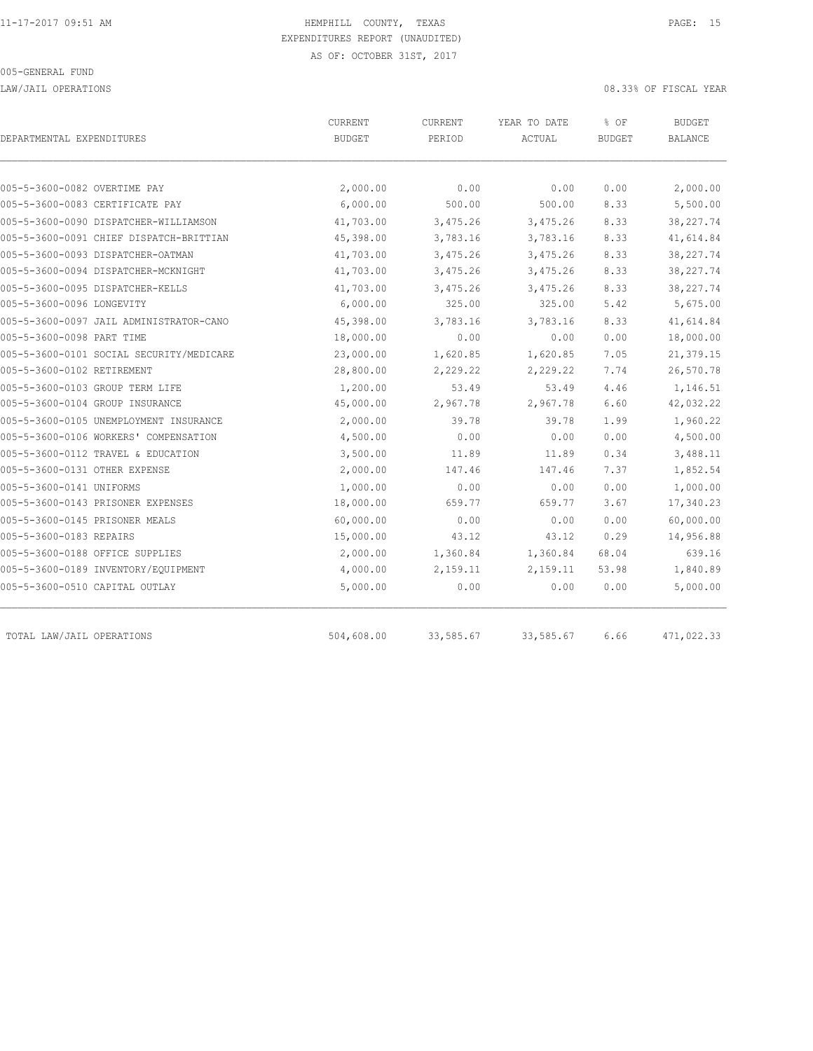HEMPHILL COUNTY, TEXAS
EXPENDITURES REPORT (UNAUDITED)
AS OF: OCTOBER 31ST, 2017

005-GENERAL FUND

LAW/JAIL OPERATIONS

08.33% OF FISCAL YEAR

| DEPARTMENTAL EXPENDITURES | CURRENT BUDGET | CURRENT PERIOD | YEAR TO DATE ACTUAL | % OF BUDGET | BUDGET BALANCE |
|---|---|---|---|---|---|
| 005-5-3600-0082 OVERTIME PAY | 2,000.00 | 0.00 | 0.00 | 0.00 | 2,000.00 |
| 005-5-3600-0083 CERTIFICATE PAY | 6,000.00 | 500.00 | 500.00 | 8.33 | 5,500.00 |
| 005-5-3600-0090 DISPATCHER-WILLIAMSON | 41,703.00 | 3,475.26 | 3,475.26 | 8.33 | 38,227.74 |
| 005-5-3600-0091 CHIEF DISPATCH-BRITTIAN | 45,398.00 | 3,783.16 | 3,783.16 | 8.33 | 41,614.84 |
| 005-5-3600-0093 DISPATCHER-OATMAN | 41,703.00 | 3,475.26 | 3,475.26 | 8.33 | 38,227.74 |
| 005-5-3600-0094 DISPATCHER-MCKNIGHT | 41,703.00 | 3,475.26 | 3,475.26 | 8.33 | 38,227.74 |
| 005-5-3600-0095 DISPATCHER-KELLS | 41,703.00 | 3,475.26 | 3,475.26 | 8.33 | 38,227.74 |
| 005-5-3600-0096 LONGEVITY | 6,000.00 | 325.00 | 325.00 | 5.42 | 5,675.00 |
| 005-5-3600-0097 JAIL ADMINISTRATOR-CANO | 45,398.00 | 3,783.16 | 3,783.16 | 8.33 | 41,614.84 |
| 005-5-3600-0098 PART TIME | 18,000.00 | 0.00 | 0.00 | 0.00 | 18,000.00 |
| 005-5-3600-0101 SOCIAL SECURITY/MEDICARE | 23,000.00 | 1,620.85 | 1,620.85 | 7.05 | 21,379.15 |
| 005-5-3600-0102 RETIREMENT | 28,800.00 | 2,229.22 | 2,229.22 | 7.74 | 26,570.78 |
| 005-5-3600-0103 GROUP TERM LIFE | 1,200.00 | 53.49 | 53.49 | 4.46 | 1,146.51 |
| 005-5-3600-0104 GROUP INSURANCE | 45,000.00 | 2,967.78 | 2,967.78 | 6.60 | 42,032.22 |
| 005-5-3600-0105 UNEMPLOYMENT INSURANCE | 2,000.00 | 39.78 | 39.78 | 1.99 | 1,960.22 |
| 005-5-3600-0106 WORKERS' COMPENSATION | 4,500.00 | 0.00 | 0.00 | 0.00 | 4,500.00 |
| 005-5-3600-0112 TRAVEL & EDUCATION | 3,500.00 | 11.89 | 11.89 | 0.34 | 3,488.11 |
| 005-5-3600-0131 OTHER EXPENSE | 2,000.00 | 147.46 | 147.46 | 7.37 | 1,852.54 |
| 005-5-3600-0141 UNIFORMS | 1,000.00 | 0.00 | 0.00 | 0.00 | 1,000.00 |
| 005-5-3600-0143 PRISONER EXPENSES | 18,000.00 | 659.77 | 659.77 | 3.67 | 17,340.23 |
| 005-5-3600-0145 PRISONER MEALS | 60,000.00 | 0.00 | 0.00 | 0.00 | 60,000.00 |
| 005-5-3600-0183 REPAIRS | 15,000.00 | 43.12 | 43.12 | 0.29 | 14,956.88 |
| 005-5-3600-0188 OFFICE SUPPLIES | 2,000.00 | 1,360.84 | 1,360.84 | 68.04 | 639.16 |
| 005-5-3600-0189 INVENTORY/EQUIPMENT | 4,000.00 | 2,159.11 | 2,159.11 | 53.98 | 1,840.89 |
| 005-5-3600-0510 CAPITAL OUTLAY | 5,000.00 | 0.00 | 0.00 | 0.00 | 5,000.00 |
| TOTAL LAW/JAIL OPERATIONS | 504,608.00 | 33,585.67 | 33,585.67 | 6.66 | 471,022.33 |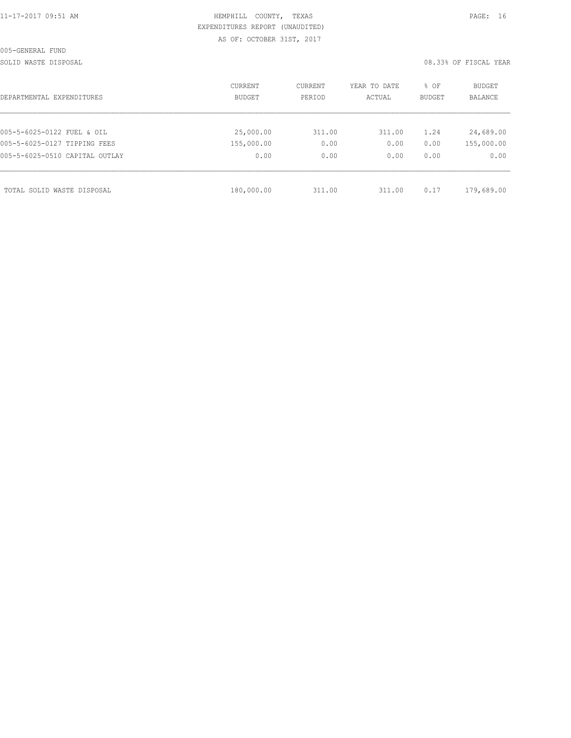005-GENERAL FUND

SOLID WASTE DISPOSAL

08.33% OF FISCAL YEAR

| DEPARTMENTAL EXPENDITURES | CURRENT BUDGET | CURRENT PERIOD | YEAR TO DATE ACTUAL | % OF BUDGET | BUDGET BALANCE |
|---|---|---|---|---|---|
| 005-5-6025-0122 FUEL & OIL | 25,000.00 | 311.00 | 311.00 | 1.24 | 24,689.00 |
| 005-5-6025-0127 TIPPING FEES | 155,000.00 | 0.00 | 0.00 | 0.00 | 155,000.00 |
| 005-5-6025-0510 CAPITAL OUTLAY | 0.00 | 0.00 | 0.00 | 0.00 | 0.00 |
| TOTAL SOLID WASTE DISPOSAL | 180,000.00 | 311.00 | 311.00 | 0.17 | 179,689.00 |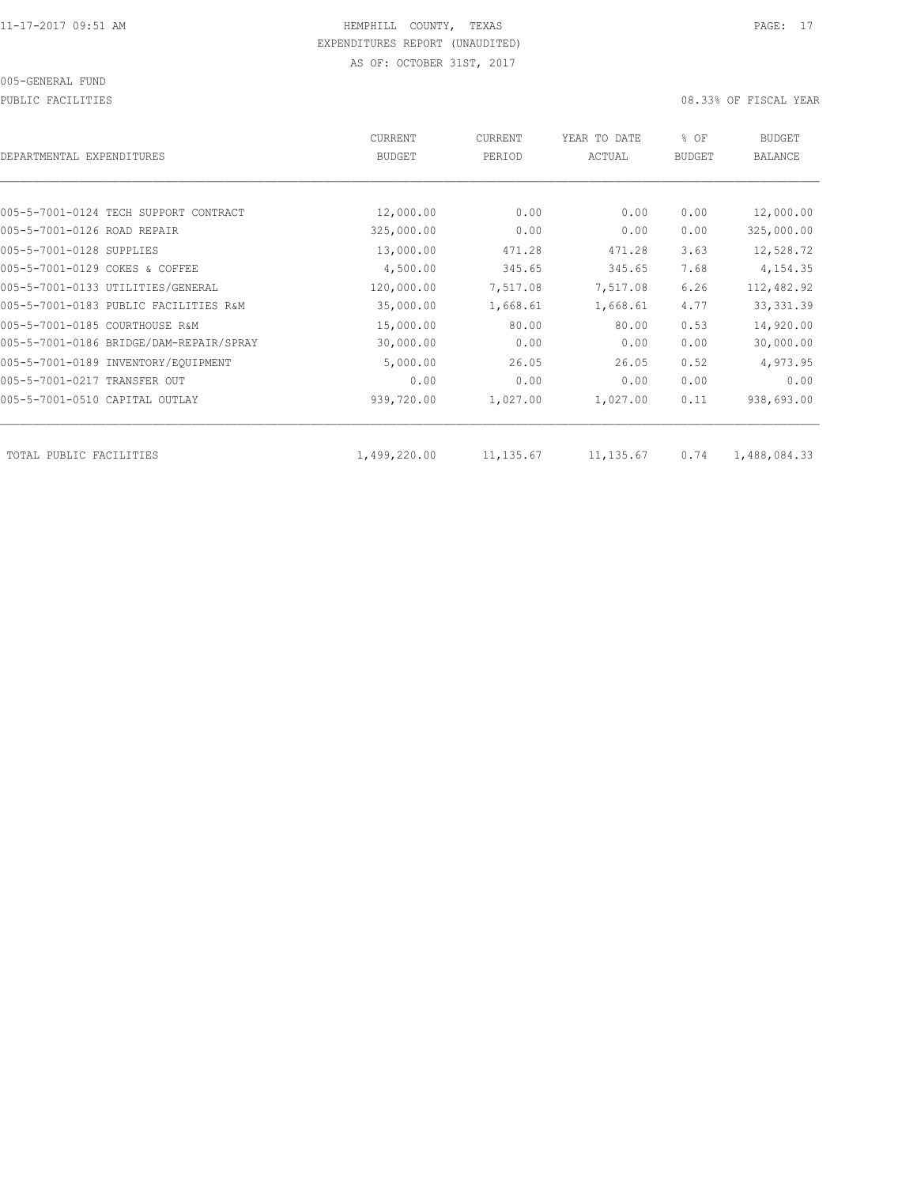HEMPHILL COUNTY, TEXAS
EXPENDITURES REPORT (UNAUDITED)
AS OF: OCTOBER 31ST, 2017

005-GENERAL FUND

PUBLIC FACILITIES

08.33% OF FISCAL YEAR

| DEPARTMENTAL EXPENDITURES | CURRENT BUDGET | CURRENT PERIOD | YEAR TO DATE ACTUAL | % OF BUDGET | BUDGET BALANCE |
|---|---|---|---|---|---|
| 005-5-7001-0124 TECH SUPPORT CONTRACT | 12,000.00 | 0.00 | 0.00 | 0.00 | 12,000.00 |
| 005-5-7001-0126 ROAD REPAIR | 325,000.00 | 0.00 | 0.00 | 0.00 | 325,000.00 |
| 005-5-7001-0128 SUPPLIES | 13,000.00 | 471.28 | 471.28 | 3.63 | 12,528.72 |
| 005-5-7001-0129 COKES & COFFEE | 4,500.00 | 345.65 | 345.65 | 7.68 | 4,154.35 |
| 005-5-7001-0133 UTILITIES/GENERAL | 120,000.00 | 7,517.08 | 7,517.08 | 6.26 | 112,482.92 |
| 005-5-7001-0183 PUBLIC FACILITIES R&M | 35,000.00 | 1,668.61 | 1,668.61 | 4.77 | 33,331.39 |
| 005-5-7001-0185 COURTHOUSE R&M | 15,000.00 | 80.00 | 80.00 | 0.53 | 14,920.00 |
| 005-5-7001-0186 BRIDGE/DAM-REPAIR/SPRAY | 30,000.00 | 0.00 | 0.00 | 0.00 | 30,000.00 |
| 005-5-7001-0189 INVENTORY/EQUIPMENT | 5,000.00 | 26.05 | 26.05 | 0.52 | 4,973.95 |
| 005-5-7001-0217 TRANSFER OUT | 0.00 | 0.00 | 0.00 | 0.00 | 0.00 |
| 005-5-7001-0510 CAPITAL OUTLAY | 939,720.00 | 1,027.00 | 1,027.00 | 0.11 | 938,693.00 |
| TOTAL PUBLIC FACILITIES | 1,499,220.00 | 11,135.67 | 11,135.67 | 0.74 | 1,488,084.33 |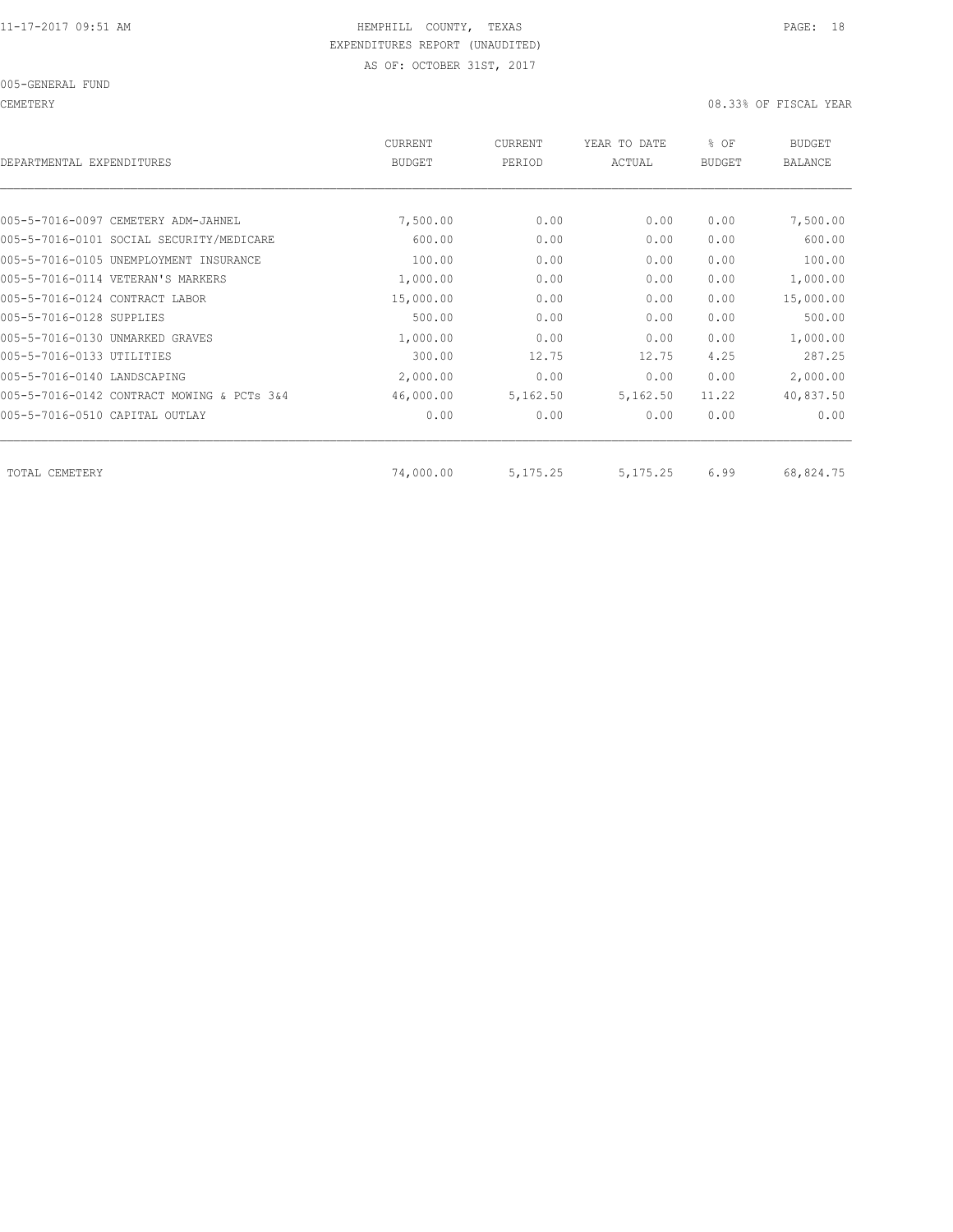HEMPHILL COUNTY, TEXAS
EXPENDITURES REPORT (UNAUDITED)
AS OF: OCTOBER 31ST, 2017

005-GENERAL FUND

CEMETERY — 08.33% OF FISCAL YEAR

| DEPARTMENTAL EXPENDITURES | CURRENT BUDGET | CURRENT PERIOD | YEAR TO DATE ACTUAL | % OF BUDGET | BUDGET BALANCE |
|---|---|---|---|---|---|
| 005-5-7016-0097 CEMETERY ADM-JAHNEL | 7,500.00 | 0.00 | 0.00 | 0.00 | 7,500.00 |
| 005-5-7016-0101 SOCIAL SECURITY/MEDICARE | 600.00 | 0.00 | 0.00 | 0.00 | 600.00 |
| 005-5-7016-0105 UNEMPLOYMENT INSURANCE | 100.00 | 0.00 | 0.00 | 0.00 | 100.00 |
| 005-5-7016-0114 VETERAN'S MARKERS | 1,000.00 | 0.00 | 0.00 | 0.00 | 1,000.00 |
| 005-5-7016-0124 CONTRACT LABOR | 15,000.00 | 0.00 | 0.00 | 0.00 | 15,000.00 |
| 005-5-7016-0128 SUPPLIES | 500.00 | 0.00 | 0.00 | 0.00 | 500.00 |
| 005-5-7016-0130 UNMARKED GRAVES | 1,000.00 | 0.00 | 0.00 | 0.00 | 1,000.00 |
| 005-5-7016-0133 UTILITIES | 300.00 | 12.75 | 12.75 | 4.25 | 287.25 |
| 005-5-7016-0140 LANDSCAPING | 2,000.00 | 0.00 | 0.00 | 0.00 | 2,000.00 |
| 005-5-7016-0142 CONTRACT MOWING & PCTs 3&4 | 46,000.00 | 5,162.50 | 5,162.50 | 11.22 | 40,837.50 |
| 005-5-7016-0510 CAPITAL OUTLAY | 0.00 | 0.00 | 0.00 | 0.00 | 0.00 |
| TOTAL CEMETERY | 74,000.00 | 5,175.25 | 5,175.25 | 6.99 | 68,824.75 |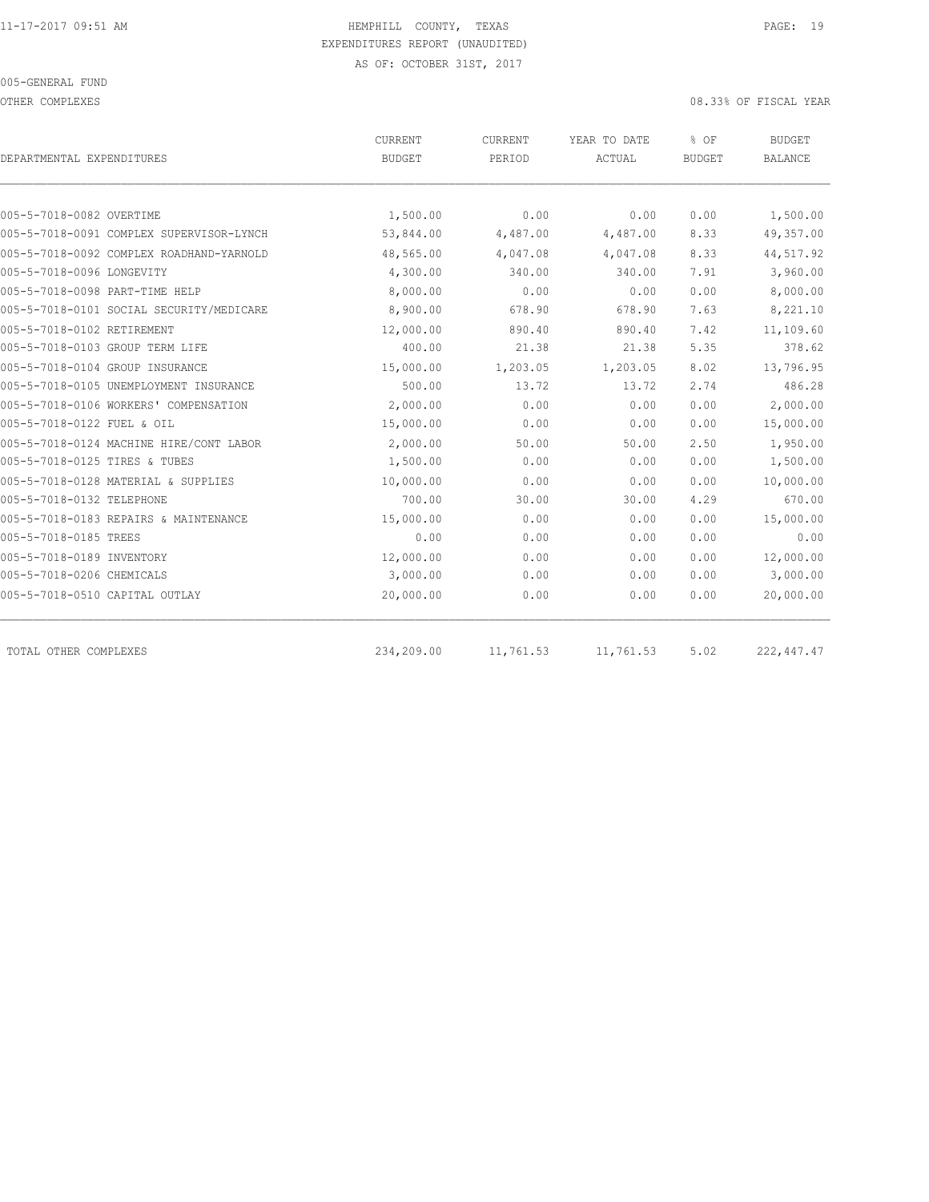11-17-2017 09:51 AM HEMPHILL COUNTY, TEXAS

EXPENDITURES REPORT (UNAUDITED)

AS OF: OCTOBER 31ST, 2017

005-GENERAL FUND

OTHER COMPLEXES 08.33% OF FISCAL YEAR

| DEPARTMENTAL EXPENDITURES | CURRENT BUDGET | CURRENT PERIOD | YEAR TO DATE ACTUAL | % OF BUDGET | BUDGET BALANCE |
|---|---|---|---|---|---|
| 005-5-7018-0082 OVERTIME | 1,500.00 | 0.00 | 0.00 | 0.00 | 1,500.00 |
| 005-5-7018-0091 COMPLEX SUPERVISOR-LYNCH | 53,844.00 | 4,487.00 | 4,487.00 | 8.33 | 49,357.00 |
| 005-5-7018-0092 COMPLEX ROADHAND-YARNOLD | 48,565.00 | 4,047.08 | 4,047.08 | 8.33 | 44,517.92 |
| 005-5-7018-0096 LONGEVITY | 4,300.00 | 340.00 | 340.00 | 7.91 | 3,960.00 |
| 005-5-7018-0098 PART-TIME HELP | 8,000.00 | 0.00 | 0.00 | 0.00 | 8,000.00 |
| 005-5-7018-0101 SOCIAL SECURITY/MEDICARE | 8,900.00 | 678.90 | 678.90 | 7.63 | 8,221.10 |
| 005-5-7018-0102 RETIREMENT | 12,000.00 | 890.40 | 890.40 | 7.42 | 11,109.60 |
| 005-5-7018-0103 GROUP TERM LIFE | 400.00 | 21.38 | 21.38 | 5.35 | 378.62 |
| 005-5-7018-0104 GROUP INSURANCE | 15,000.00 | 1,203.05 | 1,203.05 | 8.02 | 13,796.95 |
| 005-5-7018-0105 UNEMPLOYMENT INSURANCE | 500.00 | 13.72 | 13.72 | 2.74 | 486.28 |
| 005-5-7018-0106 WORKERS' COMPENSATION | 2,000.00 | 0.00 | 0.00 | 0.00 | 2,000.00 |
| 005-5-7018-0122 FUEL & OIL | 15,000.00 | 0.00 | 0.00 | 0.00 | 15,000.00 |
| 005-5-7018-0124 MACHINE HIRE/CONT LABOR | 2,000.00 | 50.00 | 50.00 | 2.50 | 1,950.00 |
| 005-5-7018-0125 TIRES & TUBES | 1,500.00 | 0.00 | 0.00 | 0.00 | 1,500.00 |
| 005-5-7018-0128 MATERIAL & SUPPLIES | 10,000.00 | 0.00 | 0.00 | 0.00 | 10,000.00 |
| 005-5-7018-0132 TELEPHONE | 700.00 | 30.00 | 30.00 | 4.29 | 670.00 |
| 005-5-7018-0183 REPAIRS & MAINTENANCE | 15,000.00 | 0.00 | 0.00 | 0.00 | 15,000.00 |
| 005-5-7018-0185 TREES | 0.00 | 0.00 | 0.00 | 0.00 | 0.00 |
| 005-5-7018-0189 INVENTORY | 12,000.00 | 0.00 | 0.00 | 0.00 | 12,000.00 |
| 005-5-7018-0206 CHEMICALS | 3,000.00 | 0.00 | 0.00 | 0.00 | 3,000.00 |
| 005-5-7018-0510 CAPITAL OUTLAY | 20,000.00 | 0.00 | 0.00 | 0.00 | 20,000.00 |
| TOTAL OTHER COMPLEXES | 234,209.00 | 11,761.53 | 11,761.53 | 5.02 | 222,447.47 |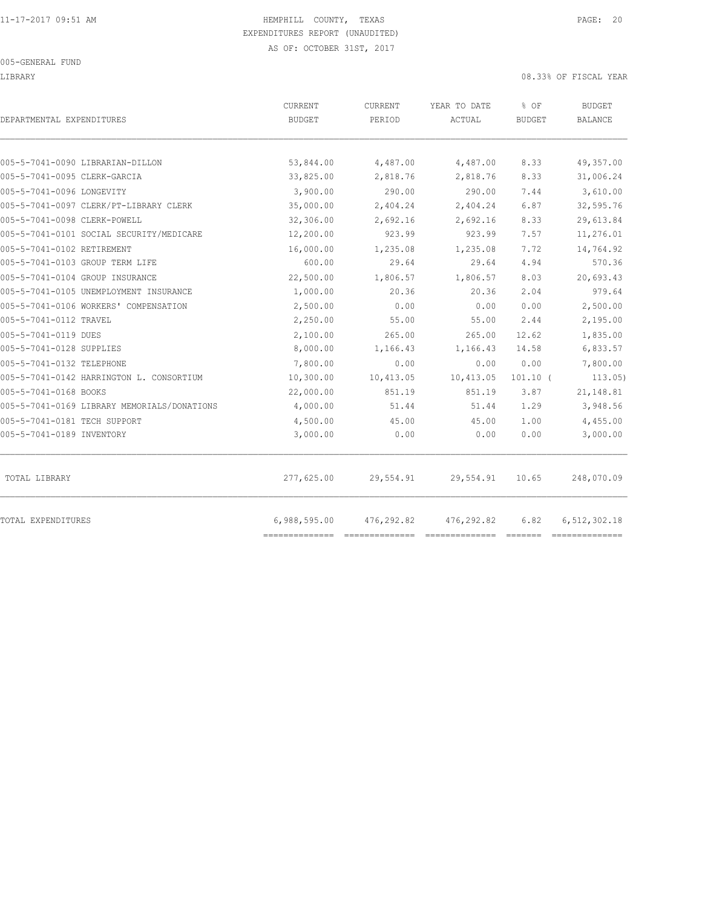HEMPHILL COUNTY, TEXAS
EXPENDITURES REPORT (UNAUDITED)
AS OF: OCTOBER 31ST, 2017

005-GENERAL FUND

LIBRARY

08.33% OF FISCAL YEAR

| DEPARTMENTAL EXPENDITURES | CURRENT BUDGET | CURRENT PERIOD | YEAR TO DATE ACTUAL | % OF BUDGET | BUDGET BALANCE |
|---|---|---|---|---|---|
| 005-5-7041-0090 LIBRARIAN-DILLON | 53,844.00 | 4,487.00 | 4,487.00 | 8.33 | 49,357.00 |
| 005-5-7041-0095 CLERK-GARCIA | 33,825.00 | 2,818.76 | 2,818.76 | 8.33 | 31,006.24 |
| 005-5-7041-0096 LONGEVITY | 3,900.00 | 290.00 | 290.00 | 7.44 | 3,610.00 |
| 005-5-7041-0097 CLERK/PT-LIBRARY CLERK | 35,000.00 | 2,404.24 | 2,404.24 | 6.87 | 32,595.76 |
| 005-5-7041-0098 CLERK-POWELL | 32,306.00 | 2,692.16 | 2,692.16 | 8.33 | 29,613.84 |
| 005-5-7041-0101 SOCIAL SECURITY/MEDICARE | 12,200.00 | 923.99 | 923.99 | 7.57 | 11,276.01 |
| 005-5-7041-0102 RETIREMENT | 16,000.00 | 1,235.08 | 1,235.08 | 7.72 | 14,764.92 |
| 005-5-7041-0103 GROUP TERM LIFE | 600.00 | 29.64 | 29.64 | 4.94 | 570.36 |
| 005-5-7041-0104 GROUP INSURANCE | 22,500.00 | 1,806.57 | 1,806.57 | 8.03 | 20,693.43 |
| 005-5-7041-0105 UNEMPLOYMENT INSURANCE | 1,000.00 | 20.36 | 20.36 | 2.04 | 979.64 |
| 005-5-7041-0106 WORKERS' COMPENSATION | 2,500.00 | 0.00 | 0.00 | 0.00 | 2,500.00 |
| 005-5-7041-0112 TRAVEL | 2,250.00 | 55.00 | 55.00 | 2.44 | 2,195.00 |
| 005-5-7041-0119 DUES | 2,100.00 | 265.00 | 265.00 | 12.62 | 1,835.00 |
| 005-5-7041-0128 SUPPLIES | 8,000.00 | 1,166.43 | 1,166.43 | 14.58 | 6,833.57 |
| 005-5-7041-0132 TELEPHONE | 7,800.00 | 0.00 | 0.00 | 0.00 | 7,800.00 |
| 005-5-7041-0142 HARRINGTON L. CONSORTIUM | 10,300.00 | 10,413.05 | 10,413.05 | 101.10 | ( 113.05) |
| 005-5-7041-0168 BOOKS | 22,000.00 | 851.19 | 851.19 | 3.87 | 21,148.81 |
| 005-5-7041-0169 LIBRARY MEMORIALS/DONATIONS | 4,000.00 | 51.44 | 51.44 | 1.29 | 3,948.56 |
| 005-5-7041-0181 TECH SUPPORT | 4,500.00 | 45.00 | 45.00 | 1.00 | 4,455.00 |
| 005-5-7041-0189 INVENTORY | 3,000.00 | 0.00 | 0.00 | 0.00 | 3,000.00 |
| TOTAL LIBRARY | 277,625.00 | 29,554.91 | 29,554.91 | 10.65 | 248,070.09 |
| TOTAL EXPENDITURES | 6,988,595.00 | 476,292.82 | 476,292.82 | 6.82 | 6,512,302.18 |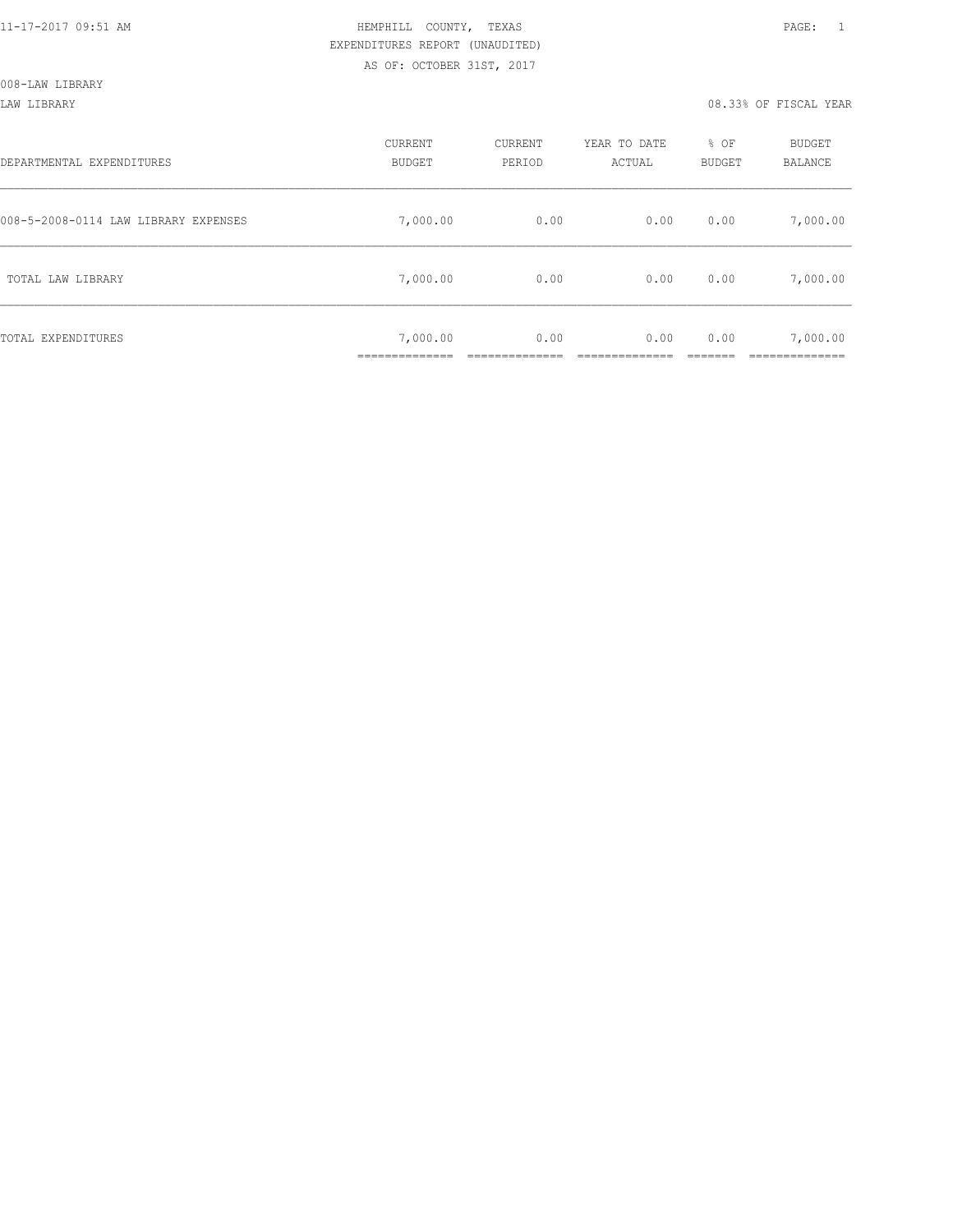HEMPHILL COUNTY, TEXAS
EXPENDITURES REPORT (UNAUDITED)
AS OF: OCTOBER 31ST, 2017

008-LAW LIBRARY

LAW LIBRARY — 08.33% OF FISCAL YEAR

| DEPARTMENTAL EXPENDITURES | CURRENT BUDGET | CURRENT PERIOD | YEAR TO DATE ACTUAL | % OF BUDGET | BUDGET BALANCE |
|---|---|---|---|---|---|
| 008-5-2008-0114 LAW LIBRARY EXPENSES | 7,000.00 | 0.00 | 0.00 | 0.00 | 7,000.00 |
| TOTAL LAW LIBRARY | 7,000.00 | 0.00 | 0.00 | 0.00 | 7,000.00 |
| TOTAL EXPENDITURES | 7,000.00 | 0.00 | 0.00 | 0.00 | 7,000.00 |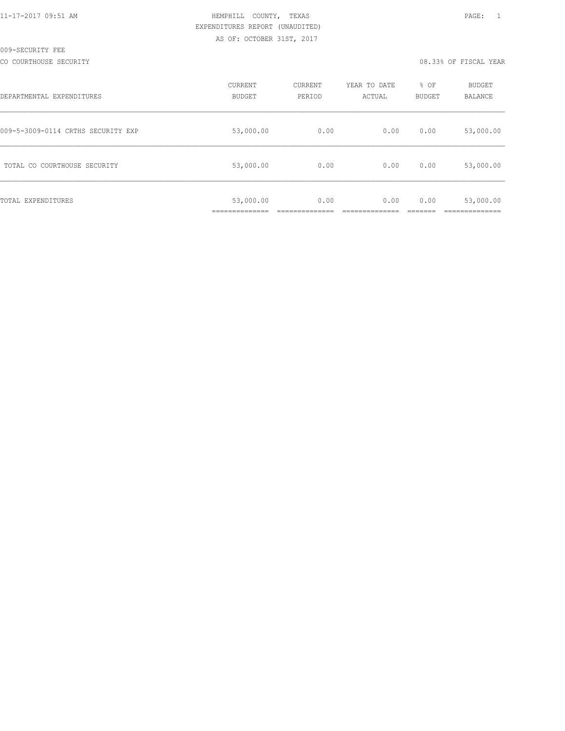HEMPHILL COUNTY, TEXAS
EXPENDITURES REPORT (UNAUDITED)
AS OF: OCTOBER 31ST, 2017

009-SECURITY FEE

CO COURTHOUSE SECURITY

08.33% OF FISCAL YEAR

| DEPARTMENTAL EXPENDITURES | CURRENT BUDGET | CURRENT PERIOD | YEAR TO DATE ACTUAL | % OF BUDGET | BUDGET BALANCE |
|---|---|---|---|---|---|
| 009-5-3009-0114 CRTHS SECURITY EXP | 53,000.00 | 0.00 | 0.00 | 0.00 | 53,000.00 |
| TOTAL CO COURTHOUSE SECURITY | 53,000.00 | 0.00 | 0.00 | 0.00 | 53,000.00 |
| TOTAL EXPENDITURES | 53,000.00 | 0.00 | 0.00 | 0.00 | 53,000.00 |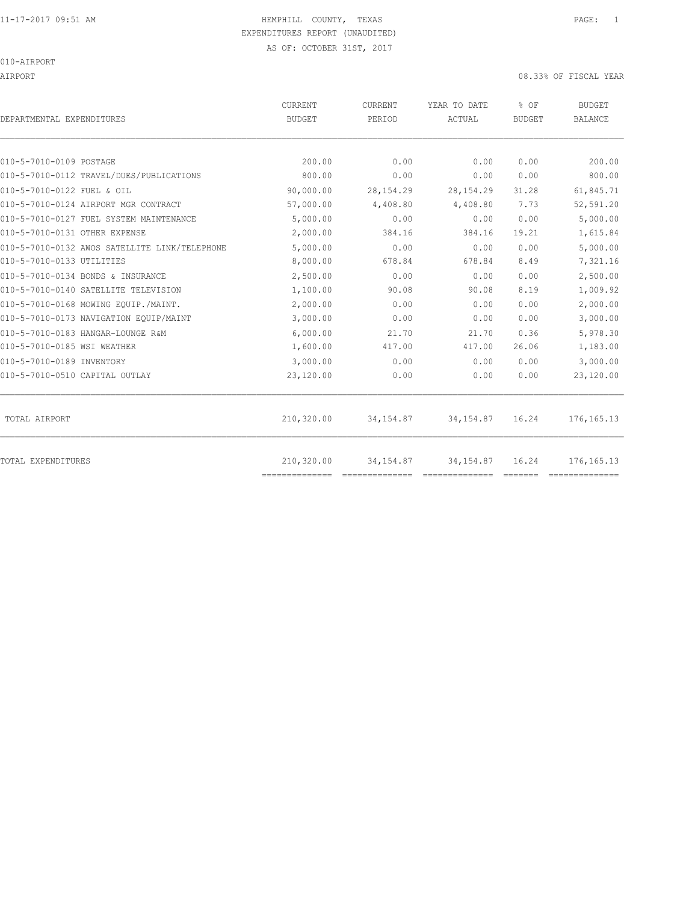HEMPHILL COUNTY, TEXAS

EXPENDITURES REPORT (UNAUDITED)

AS OF: OCTOBER 31ST, 2017

010-AIRPORT

AIRPORT

08.33% OF FISCAL YEAR

| DEPARTMENTAL EXPENDITURES | CURRENT BUDGET | CURRENT PERIOD | YEAR TO DATE ACTUAL | % OF BUDGET | BUDGET BALANCE |
|---|---|---|---|---|---|
| 010-5-7010-0109 POSTAGE | 200.00 | 0.00 | 0.00 | 0.00 | 200.00 |
| 010-5-7010-0112 TRAVEL/DUES/PUBLICATIONS | 800.00 | 0.00 | 0.00 | 0.00 | 800.00 |
| 010-5-7010-0122 FUEL & OIL | 90,000.00 | 28,154.29 | 28,154.29 | 31.28 | 61,845.71 |
| 010-5-7010-0124 AIRPORT MGR CONTRACT | 57,000.00 | 4,408.80 | 4,408.80 | 7.73 | 52,591.20 |
| 010-5-7010-0127 FUEL SYSTEM MAINTENANCE | 5,000.00 | 0.00 | 0.00 | 0.00 | 5,000.00 |
| 010-5-7010-0131 OTHER EXPENSE | 2,000.00 | 384.16 | 384.16 | 19.21 | 1,615.84 |
| 010-5-7010-0132 AWOS SATELLITE LINK/TELEPHONE | 5,000.00 | 0.00 | 0.00 | 0.00 | 5,000.00 |
| 010-5-7010-0133 UTILITIES | 8,000.00 | 678.84 | 678.84 | 8.49 | 7,321.16 |
| 010-5-7010-0134 BONDS & INSURANCE | 2,500.00 | 0.00 | 0.00 | 0.00 | 2,500.00 |
| 010-5-7010-0140 SATELLITE TELEVISION | 1,100.00 | 90.08 | 90.08 | 8.19 | 1,009.92 |
| 010-5-7010-0168 MOWING EQUIP./MAINT. | 2,000.00 | 0.00 | 0.00 | 0.00 | 2,000.00 |
| 010-5-7010-0173 NAVIGATION EQUIP/MAINT | 3,000.00 | 0.00 | 0.00 | 0.00 | 3,000.00 |
| 010-5-7010-0183 HANGAR-LOUNGE R&M | 6,000.00 | 21.70 | 21.70 | 0.36 | 5,978.30 |
| 010-5-7010-0185 WSI WEATHER | 1,600.00 | 417.00 | 417.00 | 26.06 | 1,183.00 |
| 010-5-7010-0189 INVENTORY | 3,000.00 | 0.00 | 0.00 | 0.00 | 3,000.00 |
| 010-5-7010-0510 CAPITAL OUTLAY | 23,120.00 | 0.00 | 0.00 | 0.00 | 23,120.00 |
| TOTAL AIRPORT | 210,320.00 | 34,154.87 | 34,154.87 | 16.24 | 176,165.13 |
| TOTAL EXPENDITURES | 210,320.00 | 34,154.87 | 34,154.87 | 16.24 | 176,165.13 |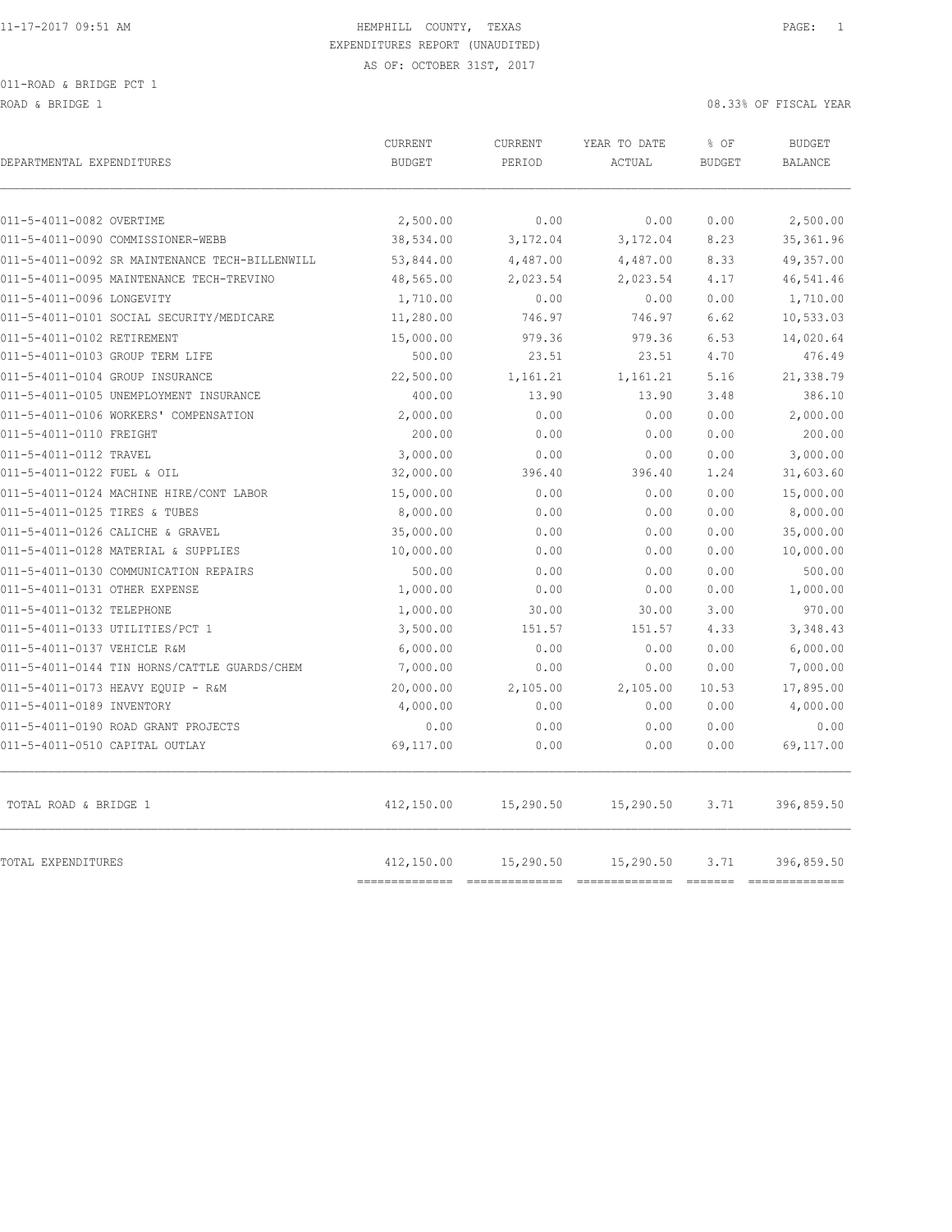HEMPHILL COUNTY, TEXAS
EXPENDITURES REPORT (UNAUDITED)
AS OF: OCTOBER 31ST, 2017

011-ROAD & BRIDGE PCT 1
ROAD & BRIDGE 1

08.33% OF FISCAL YEAR

| DEPARTMENTAL EXPENDITURES | CURRENT BUDGET | CURRENT PERIOD | YEAR TO DATE ACTUAL | % OF BUDGET | BUDGET BALANCE |
|---|---|---|---|---|---|
| 011-5-4011-0082 OVERTIME | 2,500.00 | 0.00 | 0.00 | 0.00 | 2,500.00 |
| 011-5-4011-0090 COMMISSIONER-WEBB | 38,534.00 | 3,172.04 | 3,172.04 | 8.23 | 35,361.96 |
| 011-5-4011-0092 SR MAINTENANCE TECH-BILLENWILL | 53,844.00 | 4,487.00 | 4,487.00 | 8.33 | 49,357.00 |
| 011-5-4011-0095 MAINTENANCE TECH-TREVINO | 48,565.00 | 2,023.54 | 2,023.54 | 4.17 | 46,541.46 |
| 011-5-4011-0096 LONGEVITY | 1,710.00 | 0.00 | 0.00 | 0.00 | 1,710.00 |
| 011-5-4011-0101 SOCIAL SECURITY/MEDICARE | 11,280.00 | 746.97 | 746.97 | 6.62 | 10,533.03 |
| 011-5-4011-0102 RETIREMENT | 15,000.00 | 979.36 | 979.36 | 6.53 | 14,020.64 |
| 011-5-4011-0103 GROUP TERM LIFE | 500.00 | 23.51 | 23.51 | 4.70 | 476.49 |
| 011-5-4011-0104 GROUP INSURANCE | 22,500.00 | 1,161.21 | 1,161.21 | 5.16 | 21,338.79 |
| 011-5-4011-0105 UNEMPLOYMENT INSURANCE | 400.00 | 13.90 | 13.90 | 3.48 | 386.10 |
| 011-5-4011-0106 WORKERS' COMPENSATION | 2,000.00 | 0.00 | 0.00 | 0.00 | 2,000.00 |
| 011-5-4011-0110 FREIGHT | 200.00 | 0.00 | 0.00 | 0.00 | 200.00 |
| 011-5-4011-0112 TRAVEL | 3,000.00 | 0.00 | 0.00 | 0.00 | 3,000.00 |
| 011-5-4011-0122 FUEL & OIL | 32,000.00 | 396.40 | 396.40 | 1.24 | 31,603.60 |
| 011-5-4011-0124 MACHINE HIRE/CONT LABOR | 15,000.00 | 0.00 | 0.00 | 0.00 | 15,000.00 |
| 011-5-4011-0125 TIRES & TUBES | 8,000.00 | 0.00 | 0.00 | 0.00 | 8,000.00 |
| 011-5-4011-0126 CALICHE & GRAVEL | 35,000.00 | 0.00 | 0.00 | 0.00 | 35,000.00 |
| 011-5-4011-0128 MATERIAL & SUPPLIES | 10,000.00 | 0.00 | 0.00 | 0.00 | 10,000.00 |
| 011-5-4011-0130 COMMUNICATION REPAIRS | 500.00 | 0.00 | 0.00 | 0.00 | 500.00 |
| 011-5-4011-0131 OTHER EXPENSE | 1,000.00 | 0.00 | 0.00 | 0.00 | 1,000.00 |
| 011-5-4011-0132 TELEPHONE | 1,000.00 | 30.00 | 30.00 | 3.00 | 970.00 |
| 011-5-4011-0133 UTILITIES/PCT 1 | 3,500.00 | 151.57 | 151.57 | 4.33 | 3,348.43 |
| 011-5-4011-0137 VEHICLE R&M | 6,000.00 | 0.00 | 0.00 | 0.00 | 6,000.00 |
| 011-5-4011-0144 TIN HORNS/CATTLE GUARDS/CHEM | 7,000.00 | 0.00 | 0.00 | 0.00 | 7,000.00 |
| 011-5-4011-0173 HEAVY EQUIP - R&M | 20,000.00 | 2,105.00 | 2,105.00 | 10.53 | 17,895.00 |
| 011-5-4011-0189 INVENTORY | 4,000.00 | 0.00 | 0.00 | 0.00 | 4,000.00 |
| 011-5-4011-0190 ROAD GRANT PROJECTS | 0.00 | 0.00 | 0.00 | 0.00 | 0.00 |
| 011-5-4011-0510 CAPITAL OUTLAY | 69,117.00 | 0.00 | 0.00 | 0.00 | 69,117.00 |
| TOTAL ROAD & BRIDGE 1 | 412,150.00 | 15,290.50 | 15,290.50 | 3.71 | 396,859.50 |
| TOTAL EXPENDITURES | 412,150.00 | 15,290.50 | 15,290.50 | 3.71 | 396,859.50 |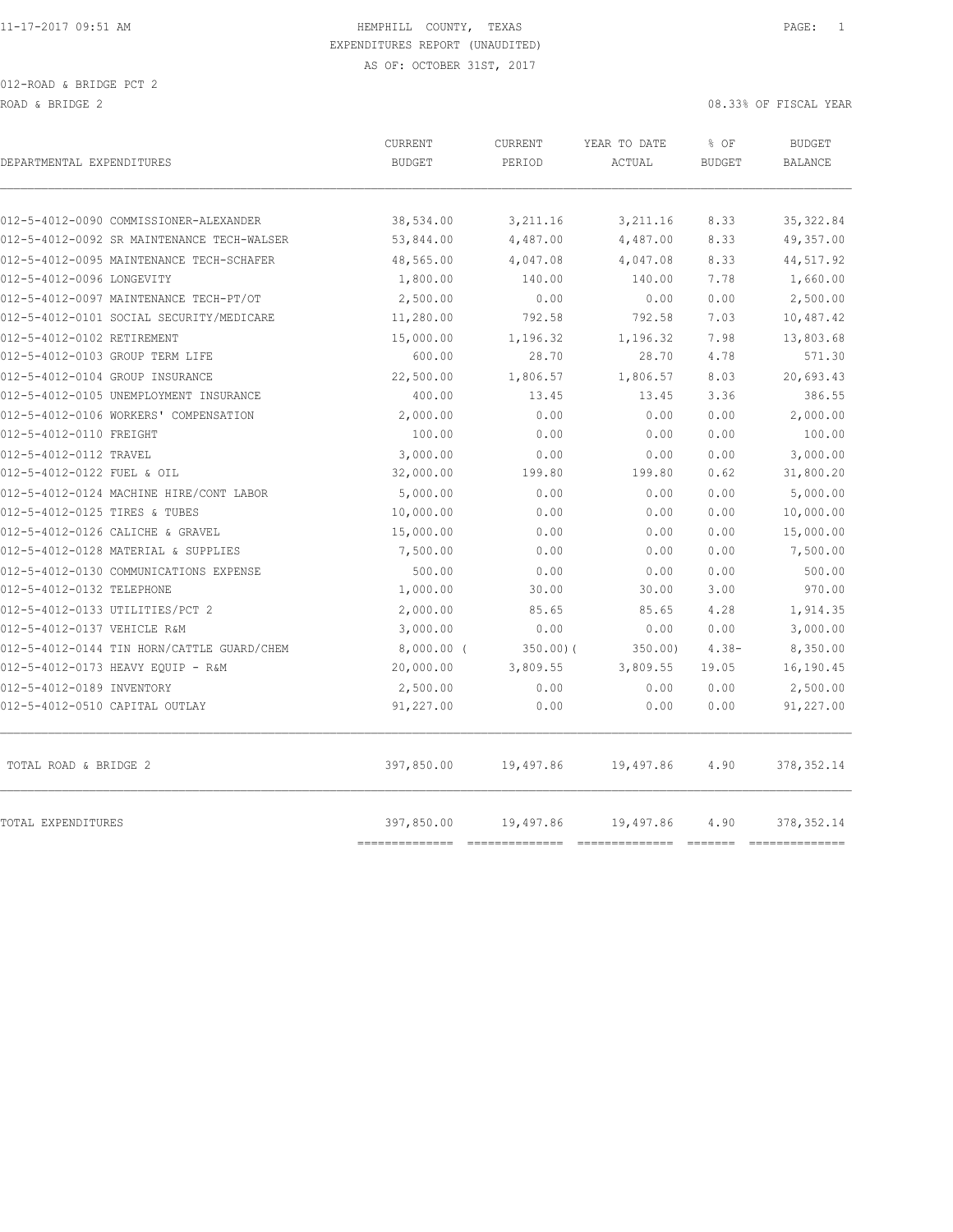HEMPHILL COUNTY, TEXAS
EXPENDITURES REPORT (UNAUDITED)
AS OF: OCTOBER 31ST, 2017

012-ROAD & BRIDGE PCT 2

ROAD & BRIDGE 2 — 08.33% OF FISCAL YEAR

| DEPARTMENTAL EXPENDITURES | CURRENT BUDGET | CURRENT PERIOD | YEAR TO DATE ACTUAL | % OF BUDGET | BUDGET BALANCE |
|---|---|---|---|---|---|
| 012-5-4012-0090 COMMISSIONER-ALEXANDER | 38,534.00 | 3,211.16 | 3,211.16 | 8.33 | 35,322.84 |
| 012-5-4012-0092 SR MAINTENANCE TECH-WALSER | 53,844.00 | 4,487.00 | 4,487.00 | 8.33 | 49,357.00 |
| 012-5-4012-0095 MAINTENANCE TECH-SCHAFER | 48,565.00 | 4,047.08 | 4,047.08 | 8.33 | 44,517.92 |
| 012-5-4012-0096 LONGEVITY | 1,800.00 | 140.00 | 140.00 | 7.78 | 1,660.00 |
| 012-5-4012-0097 MAINTENANCE TECH-PT/OT | 2,500.00 | 0.00 | 0.00 | 0.00 | 2,500.00 |
| 012-5-4012-0101 SOCIAL SECURITY/MEDICARE | 11,280.00 | 792.58 | 792.58 | 7.03 | 10,487.42 |
| 012-5-4012-0102 RETIREMENT | 15,000.00 | 1,196.32 | 1,196.32 | 7.98 | 13,803.68 |
| 012-5-4012-0103 GROUP TERM LIFE | 600.00 | 28.70 | 28.70 | 4.78 | 571.30 |
| 012-5-4012-0104 GROUP INSURANCE | 22,500.00 | 1,806.57 | 1,806.57 | 8.03 | 20,693.43 |
| 012-5-4012-0105 UNEMPLOYMENT INSURANCE | 400.00 | 13.45 | 13.45 | 3.36 | 386.55 |
| 012-5-4012-0106 WORKERS' COMPENSATION | 2,000.00 | 0.00 | 0.00 | 0.00 | 2,000.00 |
| 012-5-4012-0110 FREIGHT | 100.00 | 0.00 | 0.00 | 0.00 | 100.00 |
| 012-5-4012-0112 TRAVEL | 3,000.00 | 0.00 | 0.00 | 0.00 | 3,000.00 |
| 012-5-4012-0122 FUEL & OIL | 32,000.00 | 199.80 | 199.80 | 0.62 | 31,800.20 |
| 012-5-4012-0124 MACHINE HIRE/CONT LABOR | 5,000.00 | 0.00 | 0.00 | 0.00 | 5,000.00 |
| 012-5-4012-0125 TIRES & TUBES | 10,000.00 | 0.00 | 0.00 | 0.00 | 10,000.00 |
| 012-5-4012-0126 CALICHE & GRAVEL | 15,000.00 | 0.00 | 0.00 | 0.00 | 15,000.00 |
| 012-5-4012-0128 MATERIAL & SUPPLIES | 7,500.00 | 0.00 | 0.00 | 0.00 | 7,500.00 |
| 012-5-4012-0130 COMMUNICATIONS EXPENSE | 500.00 | 0.00 | 0.00 | 0.00 | 500.00 |
| 012-5-4012-0132 TELEPHONE | 1,000.00 | 30.00 | 30.00 | 3.00 | 970.00 |
| 012-5-4012-0133 UTILITIES/PCT 2 | 2,000.00 | 85.65 | 85.65 | 4.28 | 1,914.35 |
| 012-5-4012-0137 VEHICLE R&M | 3,000.00 | 0.00 | 0.00 | 0.00 | 3,000.00 |
| 012-5-4012-0144 TIN HORN/CATTLE GUARD/CHEM | 8,000.00 | (350.00) | (350.00) | 4.38- | 8,350.00 |
| 012-5-4012-0173 HEAVY EQUIP - R&M | 20,000.00 | 3,809.55 | 3,809.55 | 19.05 | 16,190.45 |
| 012-5-4012-0189 INVENTORY | 2,500.00 | 0.00 | 0.00 | 0.00 | 2,500.00 |
| 012-5-4012-0510 CAPITAL OUTLAY | 91,227.00 | 0.00 | 0.00 | 0.00 | 91,227.00 |
| TOTAL ROAD & BRIDGE 2 | 397,850.00 | 19,497.86 | 19,497.86 | 4.90 | 378,352.14 |
| TOTAL EXPENDITURES | 397,850.00 | 19,497.86 | 19,497.86 | 4.90 | 378,352.14 |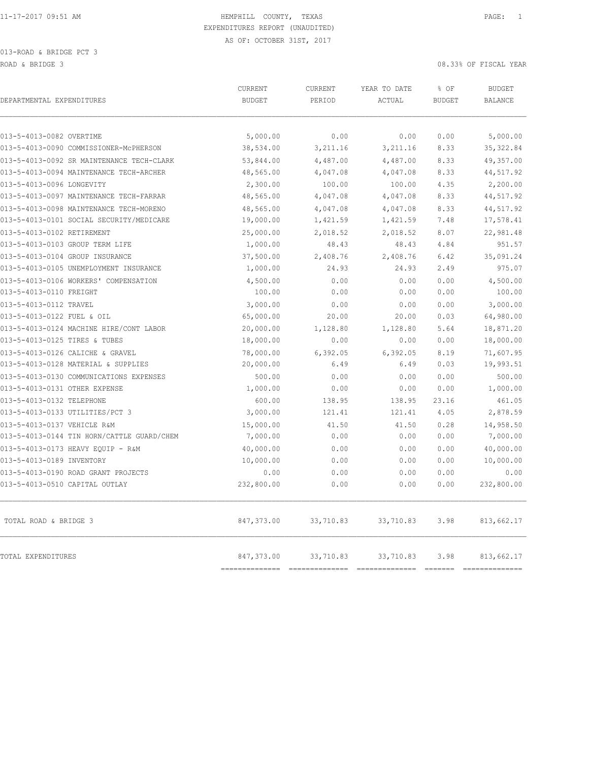11-17-2017 09:51 AM HEMPHILL COUNTY, TEXAS

EXPENDITURES REPORT (UNAUDITED)

AS OF: OCTOBER 31ST, 2017

013-ROAD & BRIDGE PCT 3

ROAD & BRIDGE 3 08.33% OF FISCAL YEAR

| DEPARTMENTAL EXPENDITURES | CURRENT BUDGET | CURRENT PERIOD | YEAR TO DATE ACTUAL | % OF BUDGET | BUDGET BALANCE |
|---|---|---|---|---|---|
| 013-5-4013-0082 OVERTIME | 5,000.00 | 0.00 | 0.00 | 0.00 | 5,000.00 |
| 013-5-4013-0090 COMMISSIONER-McPHERSON | 38,534.00 | 3,211.16 | 3,211.16 | 8.33 | 35,322.84 |
| 013-5-4013-0092 SR MAINTENANCE TECH-CLARK | 53,844.00 | 4,487.00 | 4,487.00 | 8.33 | 49,357.00 |
| 013-5-4013-0094 MAINTENANCE TECH-ARCHER | 48,565.00 | 4,047.08 | 4,047.08 | 8.33 | 44,517.92 |
| 013-5-4013-0096 LONGEVITY | 2,300.00 | 100.00 | 100.00 | 4.35 | 2,200.00 |
| 013-5-4013-0097 MAINTENANCE TECH-FARRAR | 48,565.00 | 4,047.08 | 4,047.08 | 8.33 | 44,517.92 |
| 013-5-4013-0098 MAINTENANCE TECH-MORENO | 48,565.00 | 4,047.08 | 4,047.08 | 8.33 | 44,517.92 |
| 013-5-4013-0101 SOCIAL SECURITY/MEDICARE | 19,000.00 | 1,421.59 | 1,421.59 | 7.48 | 17,578.41 |
| 013-5-4013-0102 RETIREMENT | 25,000.00 | 2,018.52 | 2,018.52 | 8.07 | 22,981.48 |
| 013-5-4013-0103 GROUP TERM LIFE | 1,000.00 | 48.43 | 48.43 | 4.84 | 951.57 |
| 013-5-4013-0104 GROUP INSURANCE | 37,500.00 | 2,408.76 | 2,408.76 | 6.42 | 35,091.24 |
| 013-5-4013-0105 UNEMPLOYMENT INSURANCE | 1,000.00 | 24.93 | 24.93 | 2.49 | 975.07 |
| 013-5-4013-0106 WORKERS' COMPENSATION | 4,500.00 | 0.00 | 0.00 | 0.00 | 4,500.00 |
| 013-5-4013-0110 FREIGHT | 100.00 | 0.00 | 0.00 | 0.00 | 100.00 |
| 013-5-4013-0112 TRAVEL | 3,000.00 | 0.00 | 0.00 | 0.00 | 3,000.00 |
| 013-5-4013-0122 FUEL & OIL | 65,000.00 | 20.00 | 20.00 | 0.03 | 64,980.00 |
| 013-5-4013-0124 MACHINE HIRE/CONT LABOR | 20,000.00 | 1,128.80 | 1,128.80 | 5.64 | 18,871.20 |
| 013-5-4013-0125 TIRES & TUBES | 18,000.00 | 0.00 | 0.00 | 0.00 | 18,000.00 |
| 013-5-4013-0126 CALICHE & GRAVEL | 78,000.00 | 6,392.05 | 6,392.05 | 8.19 | 71,607.95 |
| 013-5-4013-0128 MATERIAL & SUPPLIES | 20,000.00 | 6.49 | 6.49 | 0.03 | 19,993.51 |
| 013-5-4013-0130 COMMUNICATIONS EXPENSES | 500.00 | 0.00 | 0.00 | 0.00 | 500.00 |
| 013-5-4013-0131 OTHER EXPENSE | 1,000.00 | 0.00 | 0.00 | 0.00 | 1,000.00 |
| 013-5-4013-0132 TELEPHONE | 600.00 | 138.95 | 138.95 | 23.16 | 461.05 |
| 013-5-4013-0133 UTILITIES/PCT 3 | 3,000.00 | 121.41 | 121.41 | 4.05 | 2,878.59 |
| 013-5-4013-0137 VEHICLE R&M | 15,000.00 | 41.50 | 41.50 | 0.28 | 14,958.50 |
| 013-5-4013-0144 TIN HORN/CATTLE GUARD/CHEM | 7,000.00 | 0.00 | 0.00 | 0.00 | 7,000.00 |
| 013-5-4013-0173 HEAVY EQUIP - R&M | 40,000.00 | 0.00 | 0.00 | 0.00 | 40,000.00 |
| 013-5-4013-0189 INVENTORY | 10,000.00 | 0.00 | 0.00 | 0.00 | 10,000.00 |
| 013-5-4013-0190 ROAD GRANT PROJECTS | 0.00 | 0.00 | 0.00 | 0.00 | 0.00 |
| 013-5-4013-0510 CAPITAL OUTLAY | 232,800.00 | 0.00 | 0.00 | 0.00 | 232,800.00 |
| TOTAL ROAD & BRIDGE 3 | 847,373.00 | 33,710.83 | 33,710.83 | 3.98 | 813,662.17 |
| TOTAL EXPENDITURES | 847,373.00 | 33,710.83 | 33,710.83 | 3.98 | 813,662.17 |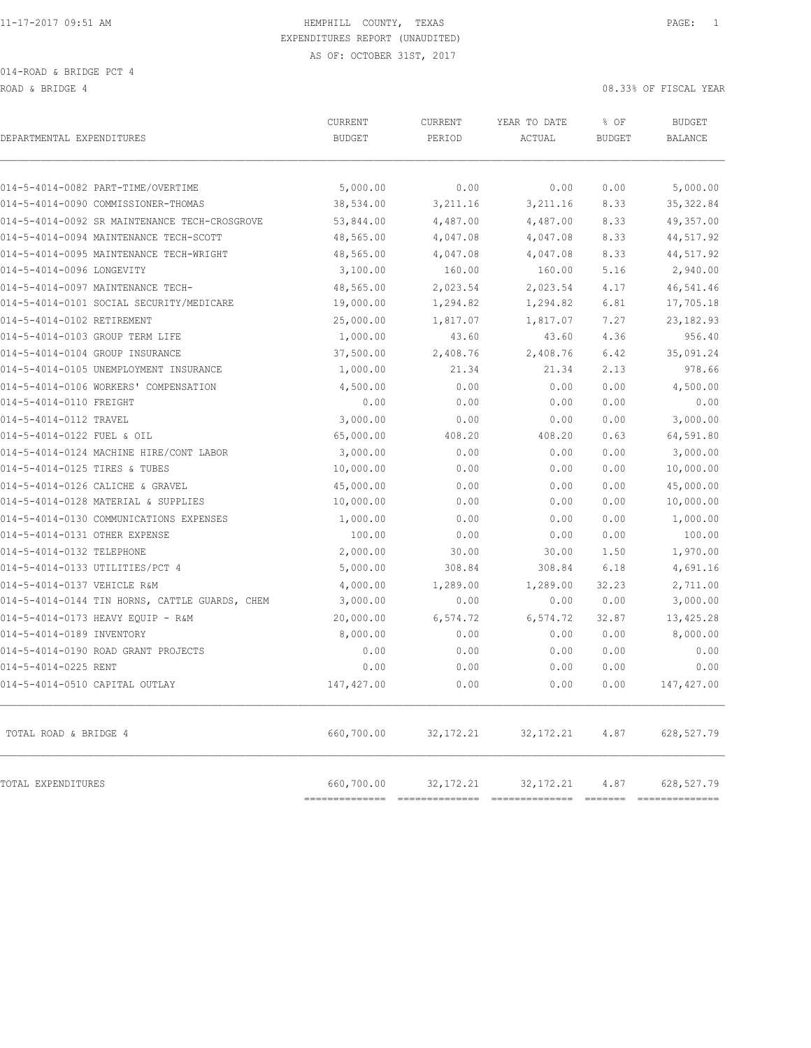HEMPHILL COUNTY, TEXAS
EXPENDITURES REPORT (UNAUDITED)
AS OF: OCTOBER 31ST, 2017

014-ROAD & BRIDGE PCT 4

ROAD & BRIDGE 4 — 08.33% OF FISCAL YEAR

| DEPARTMENTAL EXPENDITURES | CURRENT BUDGET | CURRENT PERIOD | YEAR TO DATE ACTUAL | % OF BUDGET | BUDGET BALANCE |
|---|---|---|---|---|---|
| 014-5-4014-0082 PART-TIME/OVERTIME | 5,000.00 | 0.00 | 0.00 | 0.00 | 5,000.00 |
| 014-5-4014-0090 COMMISSIONER-THOMAS | 38,534.00 | 3,211.16 | 3,211.16 | 8.33 | 35,322.84 |
| 014-5-4014-0092 SR MAINTENANCE TECH-CROSGROVE | 53,844.00 | 4,487.00 | 4,487.00 | 8.33 | 49,357.00 |
| 014-5-4014-0094 MAINTENANCE TECH-SCOTT | 48,565.00 | 4,047.08 | 4,047.08 | 8.33 | 44,517.92 |
| 014-5-4014-0095 MAINTENANCE TECH-WRIGHT | 48,565.00 | 4,047.08 | 4,047.08 | 8.33 | 44,517.92 |
| 014-5-4014-0096 LONGEVITY | 3,100.00 | 160.00 | 160.00 | 5.16 | 2,940.00 |
| 014-5-4014-0097 MAINTENANCE TECH- | 48,565.00 | 2,023.54 | 2,023.54 | 4.17 | 46,541.46 |
| 014-5-4014-0101 SOCIAL SECURITY/MEDICARE | 19,000.00 | 1,294.82 | 1,294.82 | 6.81 | 17,705.18 |
| 014-5-4014-0102 RETIREMENT | 25,000.00 | 1,817.07 | 1,817.07 | 7.27 | 23,182.93 |
| 014-5-4014-0103 GROUP TERM LIFE | 1,000.00 | 43.60 | 43.60 | 4.36 | 956.40 |
| 014-5-4014-0104 GROUP INSURANCE | 37,500.00 | 2,408.76 | 2,408.76 | 6.42 | 35,091.24 |
| 014-5-4014-0105 UNEMPLOYMENT INSURANCE | 1,000.00 | 21.34 | 21.34 | 2.13 | 978.66 |
| 014-5-4014-0106 WORKERS' COMPENSATION | 4,500.00 | 0.00 | 0.00 | 0.00 | 4,500.00 |
| 014-5-4014-0110 FREIGHT | 0.00 | 0.00 | 0.00 | 0.00 | 0.00 |
| 014-5-4014-0112 TRAVEL | 3,000.00 | 0.00 | 0.00 | 0.00 | 3,000.00 |
| 014-5-4014-0122 FUEL & OIL | 65,000.00 | 408.20 | 408.20 | 0.63 | 64,591.80 |
| 014-5-4014-0124 MACHINE HIRE/CONT LABOR | 3,000.00 | 0.00 | 0.00 | 0.00 | 3,000.00 |
| 014-5-4014-0125 TIRES & TUBES | 10,000.00 | 0.00 | 0.00 | 0.00 | 10,000.00 |
| 014-5-4014-0126 CALICHE & GRAVEL | 45,000.00 | 0.00 | 0.00 | 0.00 | 45,000.00 |
| 014-5-4014-0128 MATERIAL & SUPPLIES | 10,000.00 | 0.00 | 0.00 | 0.00 | 10,000.00 |
| 014-5-4014-0130 COMMUNICATIONS EXPENSES | 1,000.00 | 0.00 | 0.00 | 0.00 | 1,000.00 |
| 014-5-4014-0131 OTHER EXPENSE | 100.00 | 0.00 | 0.00 | 0.00 | 100.00 |
| 014-5-4014-0132 TELEPHONE | 2,000.00 | 30.00 | 30.00 | 1.50 | 1,970.00 |
| 014-5-4014-0133 UTILITIES/PCT 4 | 5,000.00 | 308.84 | 308.84 | 6.18 | 4,691.16 |
| 014-5-4014-0137 VEHICLE R&M | 4,000.00 | 1,289.00 | 1,289.00 | 32.23 | 2,711.00 |
| 014-5-4014-0144 TIN HORNS, CATTLE GUARDS, CHEM | 3,000.00 | 0.00 | 0.00 | 0.00 | 3,000.00 |
| 014-5-4014-0173 HEAVY EQUIP - R&M | 20,000.00 | 6,574.72 | 6,574.72 | 32.87 | 13,425.28 |
| 014-5-4014-0189 INVENTORY | 8,000.00 | 0.00 | 0.00 | 0.00 | 8,000.00 |
| 014-5-4014-0190 ROAD GRANT PROJECTS | 0.00 | 0.00 | 0.00 | 0.00 | 0.00 |
| 014-5-4014-0225 RENT | 0.00 | 0.00 | 0.00 | 0.00 | 0.00 |
| 014-5-4014-0510 CAPITAL OUTLAY | 147,427.00 | 0.00 | 0.00 | 0.00 | 147,427.00 |
| TOTAL ROAD & BRIDGE 4 | 660,700.00 | 32,172.21 | 32,172.21 | 4.87 | 628,527.79 |
| TOTAL EXPENDITURES | 660,700.00 | 32,172.21 | 32,172.21 | 4.87 | 628,527.79 |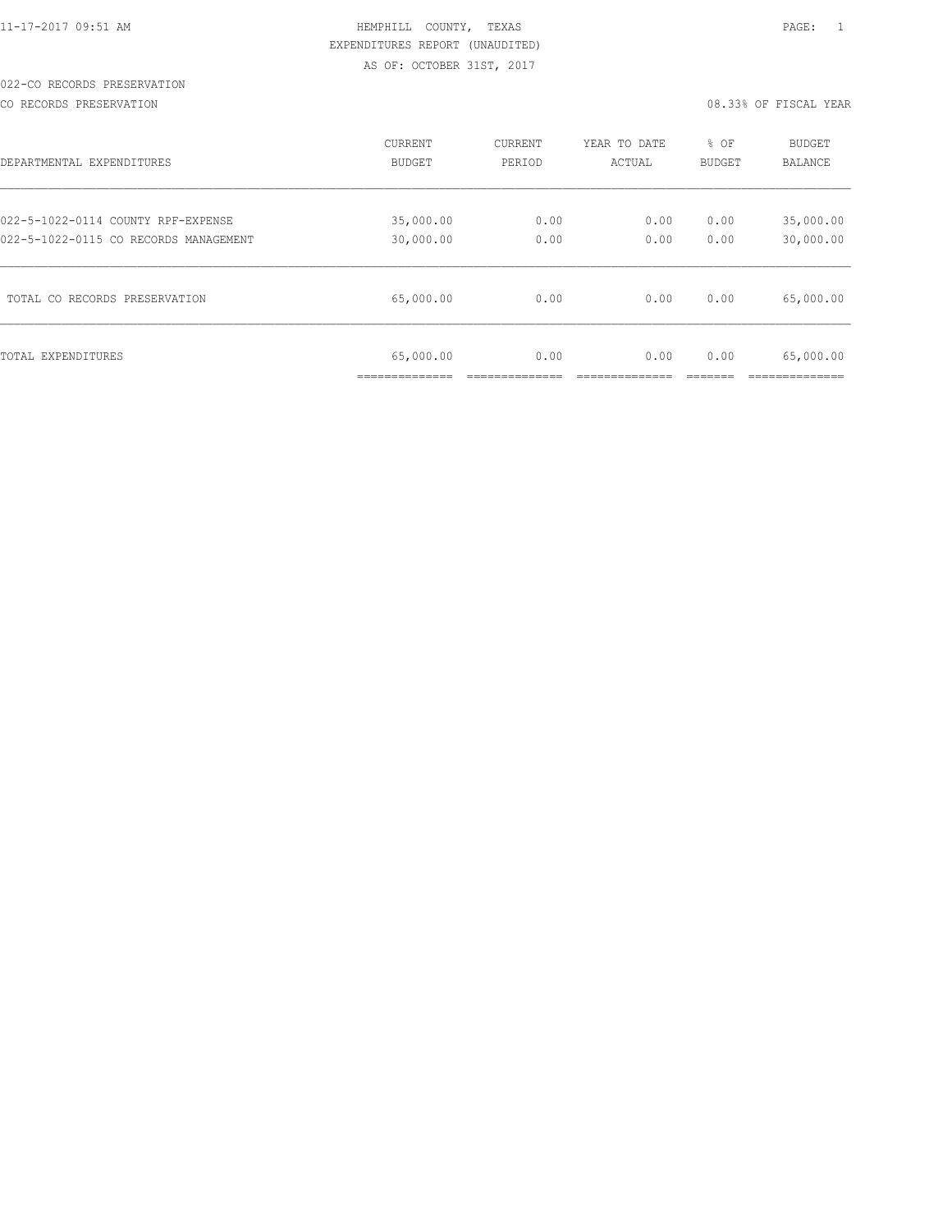HEMPHILL COUNTY, TEXAS
EXPENDITURES REPORT (UNAUDITED)
AS OF: OCTOBER 31ST, 2017

022-CO RECORDS PRESERVATION

CO RECORDS PRESERVATION — 08.33% OF FISCAL YEAR

| DEPARTMENTAL EXPENDITURES | CURRENT BUDGET | CURRENT PERIOD | YEAR TO DATE ACTUAL | % OF BUDGET | BUDGET BALANCE |
|---|---|---|---|---|---|
| 022-5-1022-0114 COUNTY RPF-EXPENSE | 35,000.00 | 0.00 | 0.00 | 0.00 | 35,000.00 |
| 022-5-1022-0115 CO RECORDS MANAGEMENT | 30,000.00 | 0.00 | 0.00 | 0.00 | 30,000.00 |
| TOTAL CO RECORDS PRESERVATION | 65,000.00 | 0.00 | 0.00 | 0.00 | 65,000.00 |
| TOTAL EXPENDITURES | 65,000.00 | 0.00 | 0.00 | 0.00 | 65,000.00 |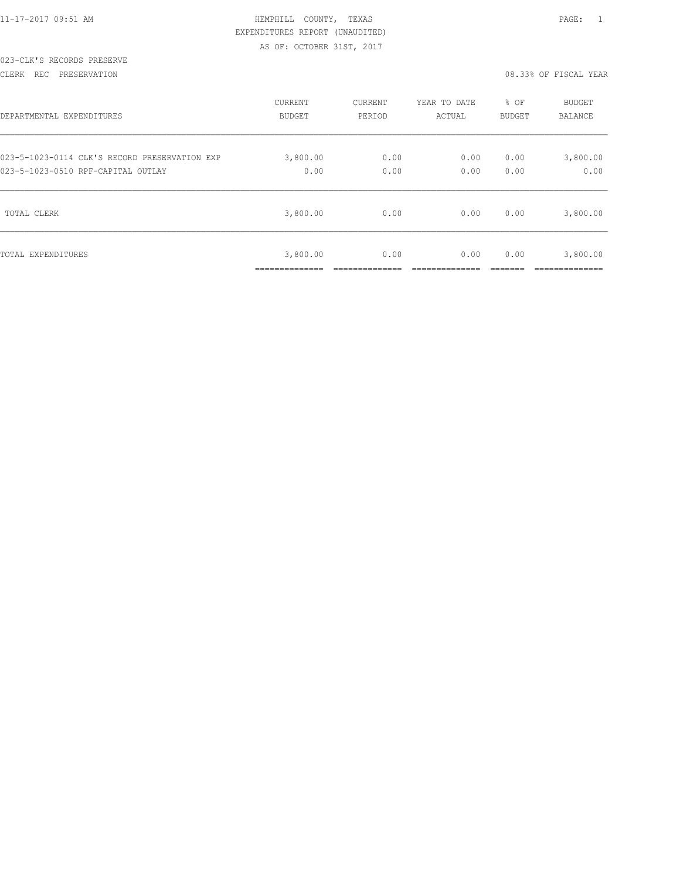HEMPHILL COUNTY, TEXAS
EXPENDITURES REPORT (UNAUDITED)
AS OF: OCTOBER 31ST, 2017

023-CLK'S RECORDS PRESERVE

CLERK REC PRESERVATION — 08.33% OF FISCAL YEAR

| DEPARTMENTAL EXPENDITURES | CURRENT BUDGET | CURRENT PERIOD | YEAR TO DATE ACTUAL | % OF BUDGET | BUDGET BALANCE |
|---|---|---|---|---|---|
| 023-5-1023-0114 CLK'S RECORD PRESERVATION EXP | 3,800.00 | 0.00 | 0.00 | 0.00 | 3,800.00 |
| 023-5-1023-0510 RPF-CAPITAL OUTLAY | 0.00 | 0.00 | 0.00 | 0.00 | 0.00 |
| TOTAL CLERK | 3,800.00 | 0.00 | 0.00 | 0.00 | 3,800.00 |
| TOTAL EXPENDITURES | 3,800.00 | 0.00 | 0.00 | 0.00 | 3,800.00 |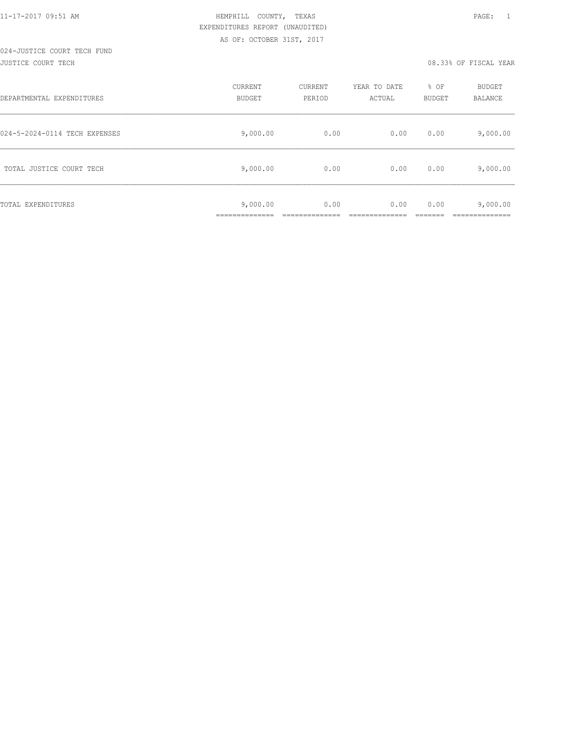HEMPHILL COUNTY, TEXAS
EXPENDITURES REPORT (UNAUDITED)
AS OF: OCTOBER 31ST, 2017

024-JUSTICE COURT TECH FUND
JUSTICE COURT TECH

08.33% OF FISCAL YEAR

| DEPARTMENTAL EXPENDITURES | CURRENT BUDGET | CURRENT PERIOD | YEAR TO DATE ACTUAL | % OF BUDGET | BUDGET BALANCE |
|---|---|---|---|---|---|
| 024-5-2024-0114 TECH EXPENSES | 9,000.00 | 0.00 | 0.00 | 0.00 | 9,000.00 |
| TOTAL JUSTICE COURT TECH | 9,000.00 | 0.00 | 0.00 | 0.00 | 9,000.00 |
| TOTAL EXPENDITURES | 9,000.00 | 0.00 | 0.00 | 0.00 | 9,000.00 |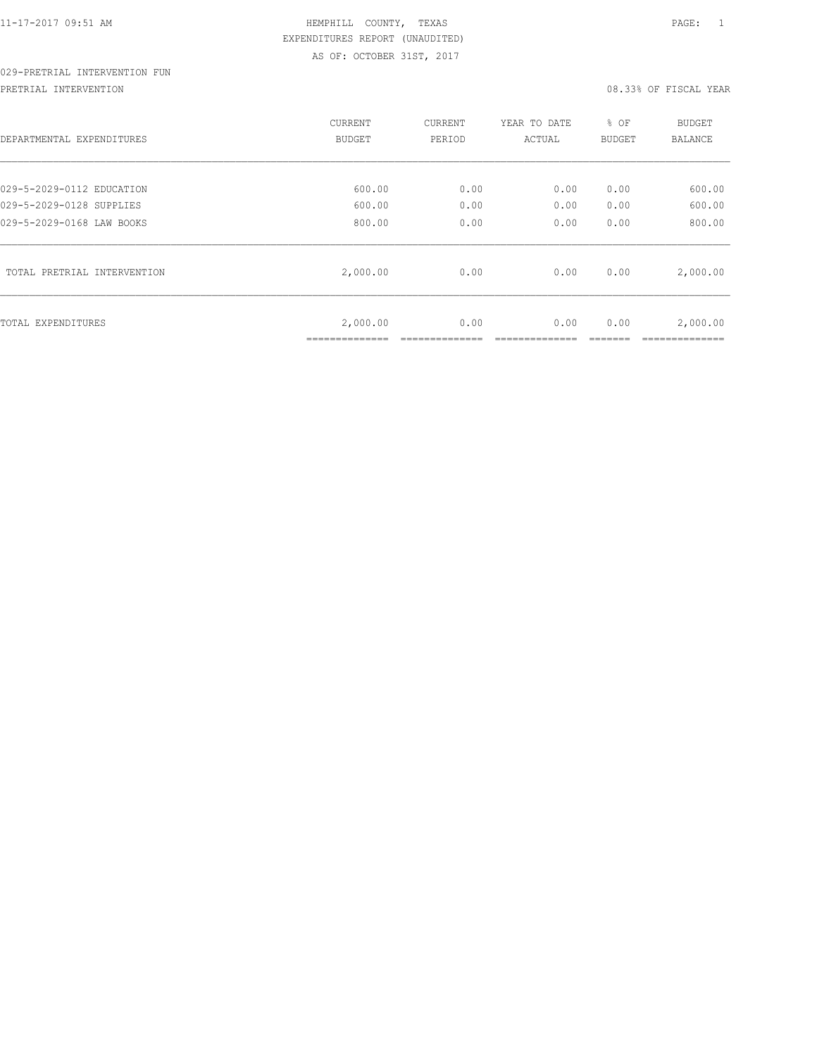HEMPHILL COUNTY, TEXAS

EXPENDITURES REPORT (UNAUDITED)

AS OF: OCTOBER 31ST, 2017

029-PRETRIAL INTERVENTION FUN

PRETRIAL INTERVENTION — 08.33% OF FISCAL YEAR

| DEPARTMENTAL EXPENDITURES | CURRENT BUDGET | CURRENT PERIOD | YEAR TO DATE ACTUAL | % OF BUDGET | BUDGET BALANCE |
|---|---|---|---|---|---|
| 029-5-2029-0112 EDUCATION | 600.00 | 0.00 | 0.00 | 0.00 | 600.00 |
| 029-5-2029-0128 SUPPLIES | 600.00 | 0.00 | 0.00 | 0.00 | 600.00 |
| 029-5-2029-0168 LAW BOOKS | 800.00 | 0.00 | 0.00 | 0.00 | 800.00 |
| TOTAL PRETRIAL INTERVENTION | 2,000.00 | 0.00 | 0.00 | 0.00 | 2,000.00 |
| TOTAL EXPENDITURES | 2,000.00 | 0.00 | 0.00 | 0.00 | 2,000.00 |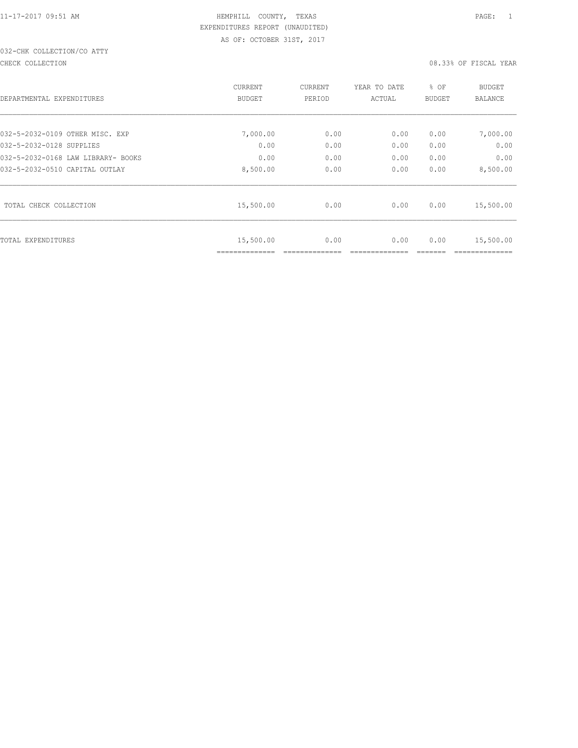HEMPHILL COUNTY, TEXAS
EXPENDITURES REPORT (UNAUDITED)
AS OF: OCTOBER 31ST, 2017

11-17-2017 09:51 AM

032-CHK COLLECTION/CO ATTY

CHECK COLLECTION

08.33% OF FISCAL YEAR

| DEPARTMENTAL EXPENDITURES | CURRENT BUDGET | CURRENT PERIOD | YEAR TO DATE ACTUAL | % OF BUDGET | BUDGET BALANCE |
|---|---|---|---|---|---|
| 032-5-2032-0109 OTHER MISC. EXP | 7,000.00 | 0.00 | 0.00 | 0.00 | 7,000.00 |
| 032-5-2032-0128 SUPPLIES | 0.00 | 0.00 | 0.00 | 0.00 | 0.00 |
| 032-5-2032-0168 LAW LIBRARY- BOOKS | 0.00 | 0.00 | 0.00 | 0.00 | 0.00 |
| 032-5-2032-0510 CAPITAL OUTLAY | 8,500.00 | 0.00 | 0.00 | 0.00 | 8,500.00 |
| TOTAL CHECK COLLECTION | 15,500.00 | 0.00 | 0.00 | 0.00 | 15,500.00 |
| TOTAL EXPENDITURES | 15,500.00 | 0.00 | 0.00 | 0.00 | 15,500.00 |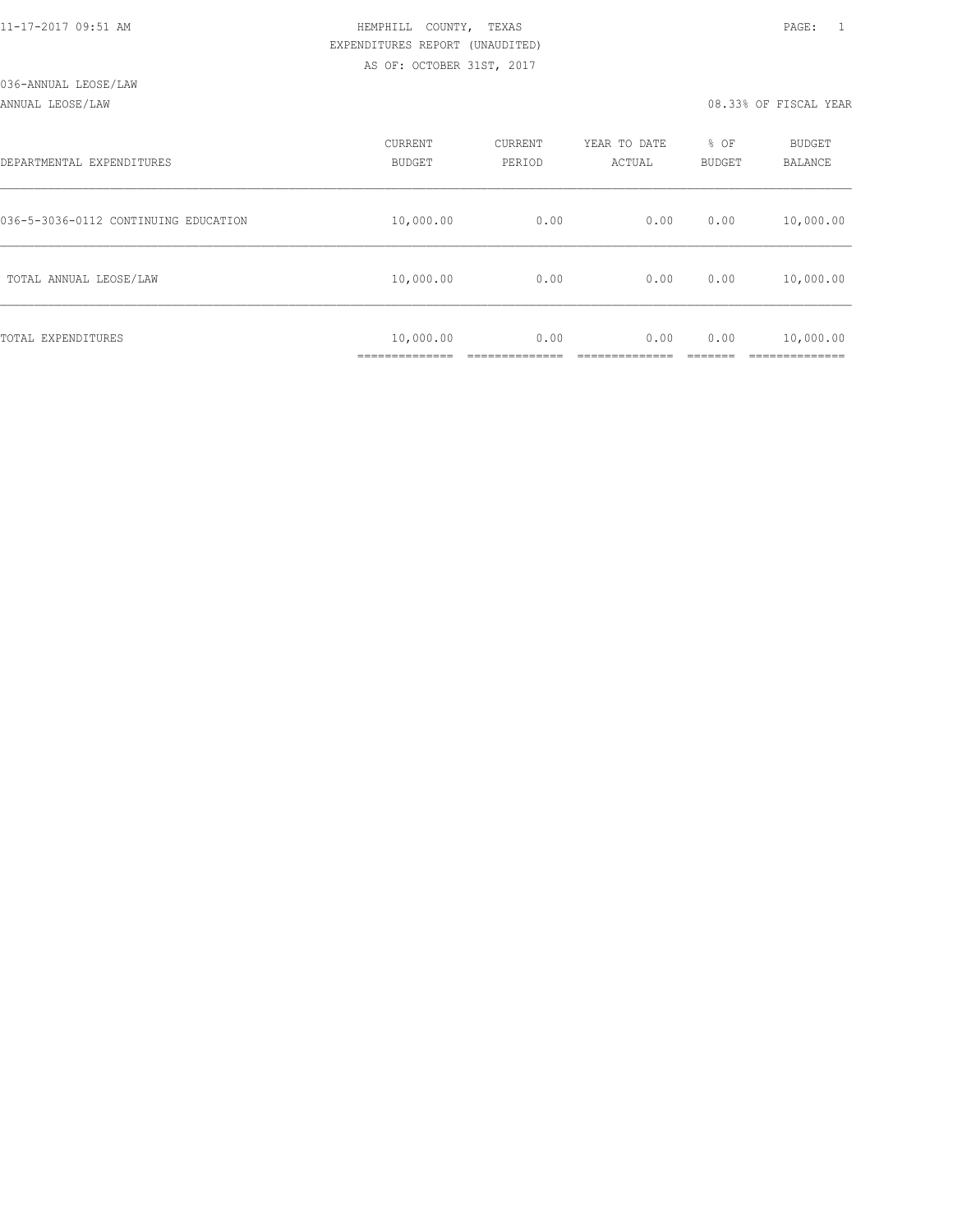11-17-2017 09:51 AM

HEMPHILL COUNTY, TEXAS

EXPENDITURES REPORT (UNAUDITED)

AS OF: OCTOBER 31ST, 2017

036-ANNUAL LEOSE/LAW

ANNUAL LEOSE/LAW

08.33% OF FISCAL YEAR

| DEPARTMENTAL EXPENDITURES | CURRENT BUDGET | CURRENT PERIOD | YEAR TO DATE ACTUAL | % OF BUDGET | BUDGET BALANCE |
|---|---|---|---|---|---|
| 036-5-3036-0112 CONTINUING EDUCATION | 10,000.00 | 0.00 | 0.00 | 0.00 | 10,000.00 |
| TOTAL ANNUAL LEOSE/LAW | 10,000.00 | 0.00 | 0.00 | 0.00 | 10,000.00 |
| TOTAL EXPENDITURES | 10,000.00 | 0.00 | 0.00 | 0.00 | 10,000.00 |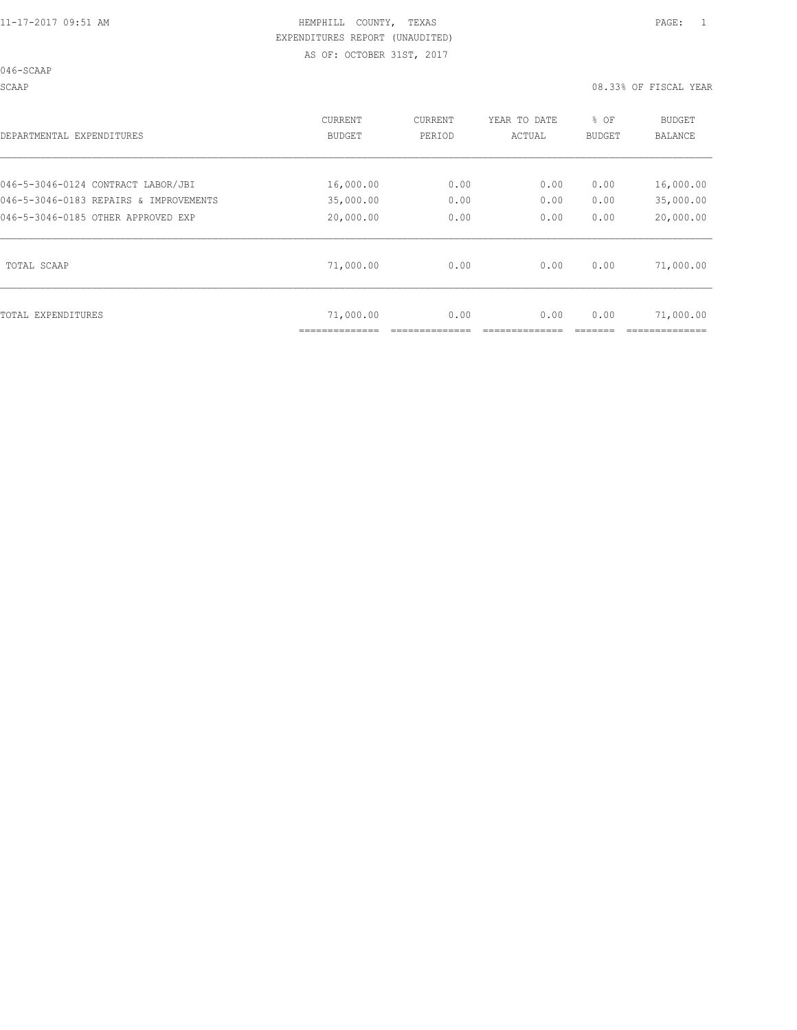HEMPHILL COUNTY, TEXAS
EXPENDITURES REPORT (UNAUDITED)
AS OF: OCTOBER 31ST, 2017

046-SCAAP

SCAAP — 08.33% OF FISCAL YEAR

| DEPARTMENTAL EXPENDITURES | CURRENT BUDGET | CURRENT PERIOD | YEAR TO DATE ACTUAL | % OF BUDGET | BUDGET BALANCE |
|---|---|---|---|---|---|
| 046-5-3046-0124 CONTRACT LABOR/JBI | 16,000.00 | 0.00 | 0.00 | 0.00 | 16,000.00 |
| 046-5-3046-0183 REPAIRS & IMPROVEMENTS | 35,000.00 | 0.00 | 0.00 | 0.00 | 35,000.00 |
| 046-5-3046-0185 OTHER APPROVED EXP | 20,000.00 | 0.00 | 0.00 | 0.00 | 20,000.00 |
| TOTAL SCAAP | 71,000.00 | 0.00 | 0.00 | 0.00 | 71,000.00 |
| TOTAL EXPENDITURES | 71,000.00 | 0.00 | 0.00 | 0.00 | 71,000.00 |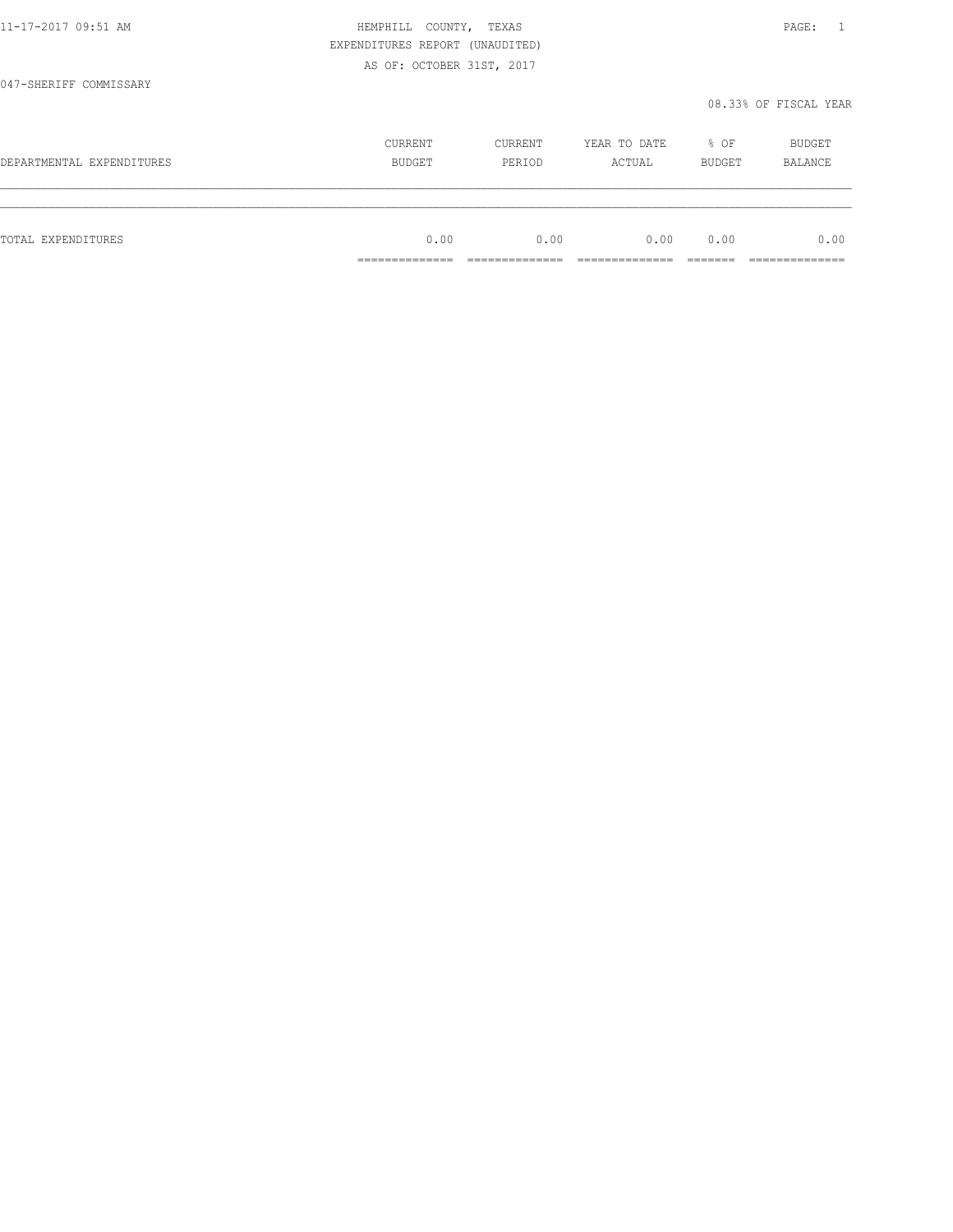HEMPHILL COUNTY, TEXAS
EXPENDITURES REPORT (UNAUDITED)
AS OF: OCTOBER 31ST, 2017

047-SHERIFF COMMISSARY

08.33% OF FISCAL YEAR

| DEPARTMENTAL EXPENDITURES | CURRENT BUDGET | CURRENT PERIOD | YEAR TO DATE ACTUAL | % OF BUDGET | BUDGET BALANCE |
|---|---|---|---|---|---|
| TOTAL EXPENDITURES | 0.00 | 0.00 | 0.00 | 0.00 | 0.00 |